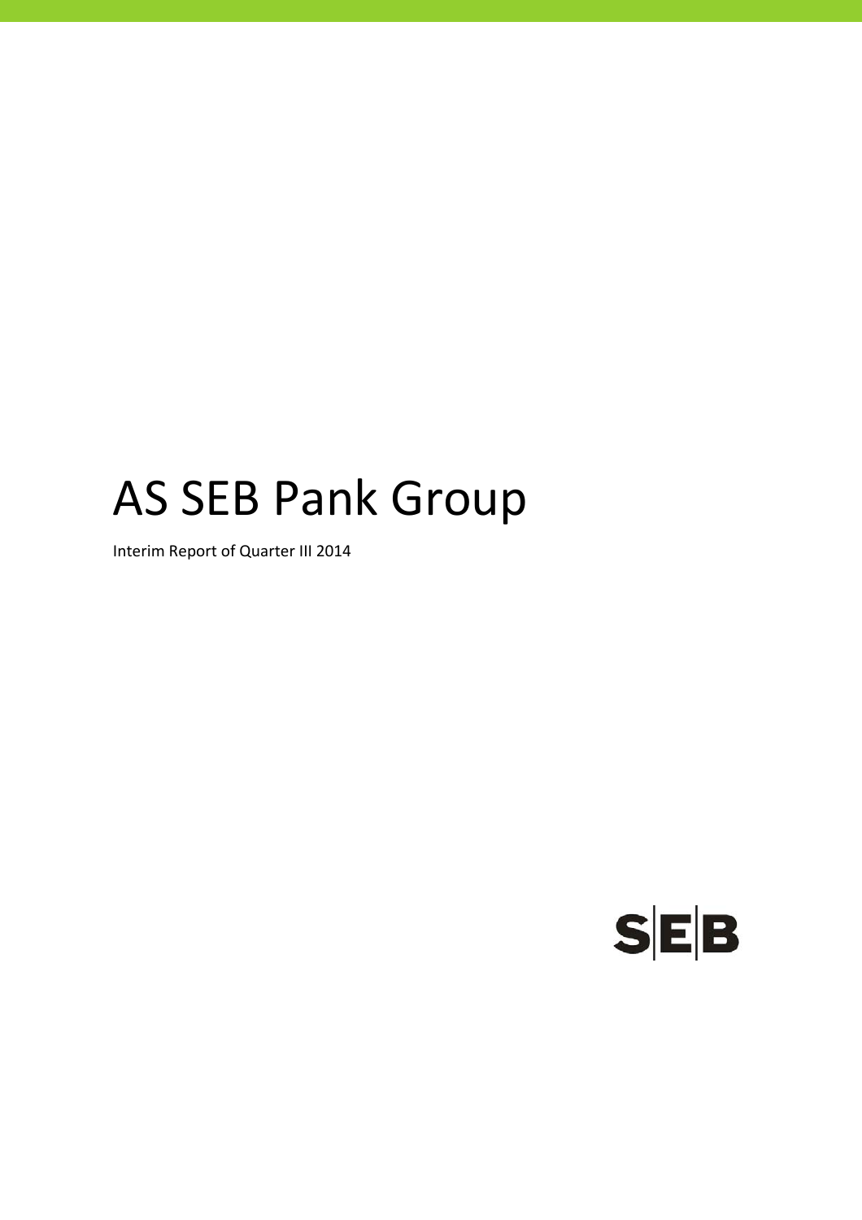# AS SEB Pank Group

Interim Report of Quarter III 2014

SEB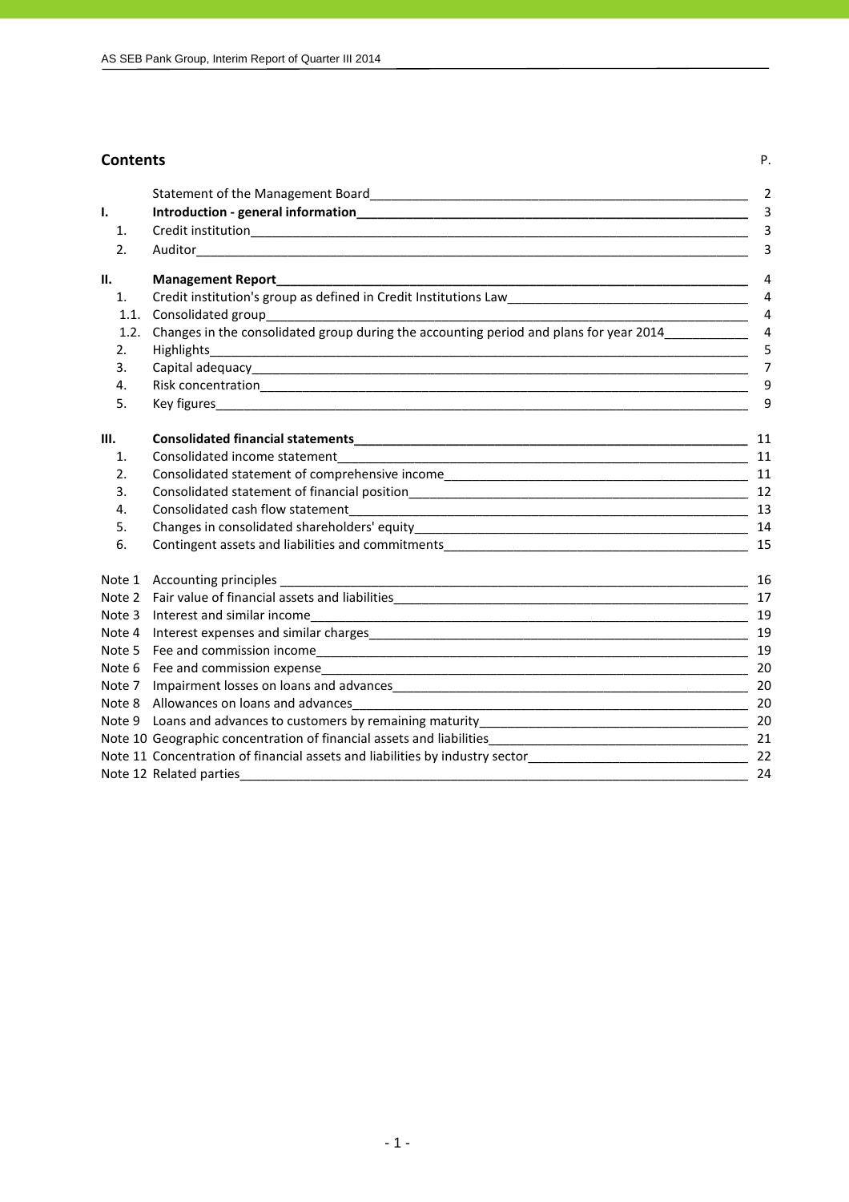## Contents

| | | P. |
|---|---|---|
| | Statement of the Management Board | 2 |
| **I.** | **Introduction - general information** | 3 |
| 1. | Credit institution | 3 |
| 2. | Auditor | 3 |
| **II.** | **Management Report** | 4 |
| 1. | Credit institution's group as defined in Credit Institutions Law | 4 |
| 1.1. | Consolidated group | 4 |
| 1.2. | Changes in the consolidated group during the accounting period and plans for year 2014 | 4 |
| 2. | Highlights | 5 |
| 3. | Capital adequacy | 7 |
| 4. | Risk concentration | 9 |
| 5. | Key figures | 9 |
| **III.** | **Consolidated financial statements** | 11 |
| 1. | Consolidated income statement | 11 |
| 2. | Consolidated statement of comprehensive income | 11 |
| 3. | Consolidated statement of financial position | 12 |
| 4. | Consolidated cash flow statement | 13 |
| 5. | Changes in consolidated shareholders' equity | 14 |
| 6. | Contingent assets and liabilities and commitments | 15 |
| Note 1 | Accounting principles | 16 |
| Note 2 | Fair value of financial assets and liabilities | 17 |
| Note 3 | Interest and similar income | 19 |
| Note 4 | Interest expenses and similar charges | 19 |
| Note 5 | Fee and commission income | 19 |
| Note 6 | Fee and commission expense | 20 |
| Note 7 | Impairment losses on loans and advances | 20 |
| Note 8 | Allowances on loans and advances | 20 |
| Note 9 | Loans and advances to customers by remaining maturity | 20 |
| Note 10 | Geographic concentration of financial assets and liabilities | 21 |
| Note 11 | Concentration of financial assets and liabilities by industry sector | 22 |
| Note 12 | Related parties | 24 |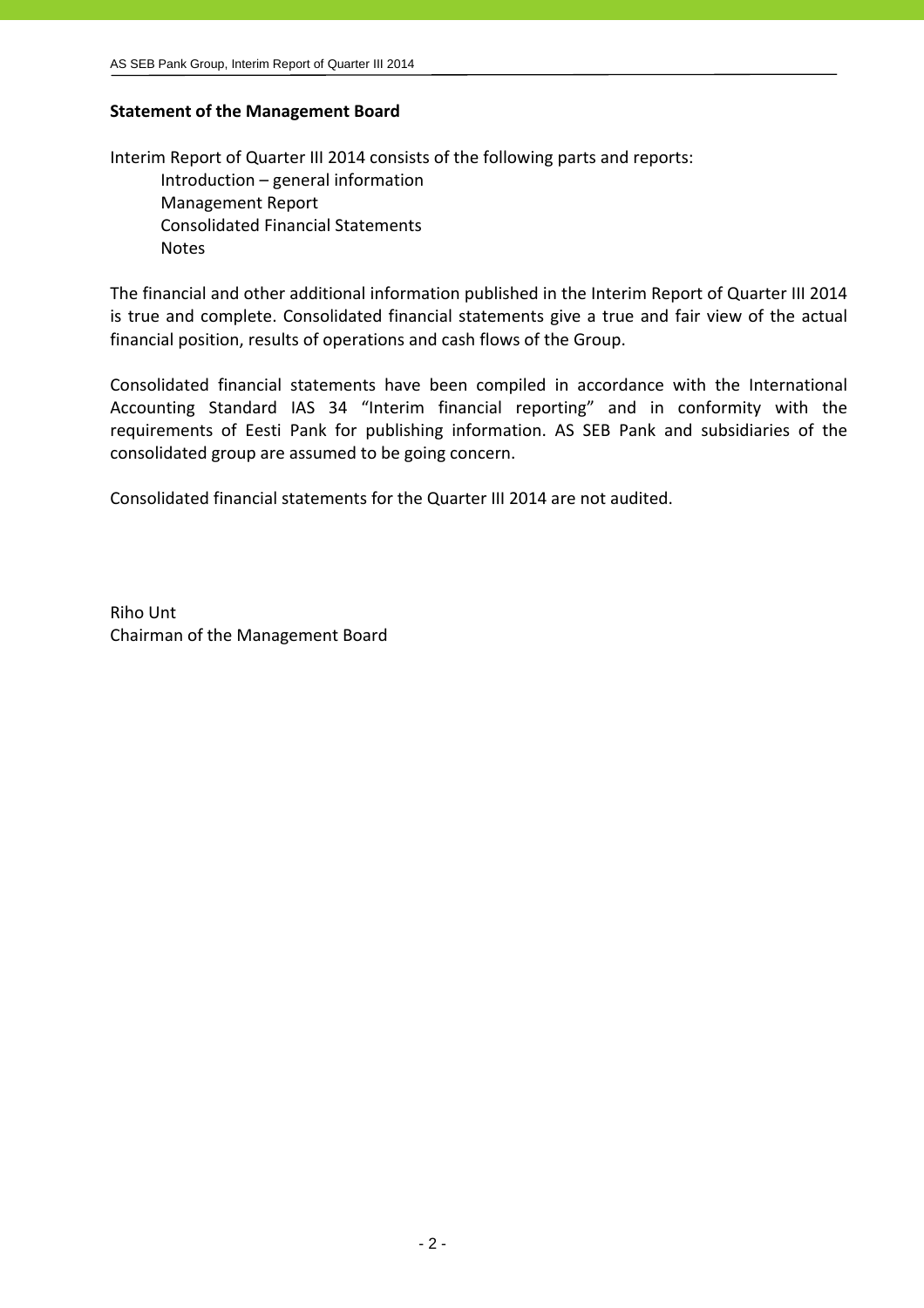## Statement of the Management Board

Interim Report of Quarter III 2014 consists of the following parts and reports:

- Introduction – general information
- Management Report
- Consolidated Financial Statements
- Notes

The financial and other additional information published in the Interim Report of Quarter III 2014 is true and complete. Consolidated financial statements give a true and fair view of the actual financial position, results of operations and cash flows of the Group.

Consolidated financial statements have been compiled in accordance with the International Accounting Standard IAS 34 "Interim financial reporting" and in conformity with the requirements of Eesti Pank for publishing information. AS SEB Pank and subsidiaries of the consolidated group are assumed to be going concern.

Consolidated financial statements for the Quarter III 2014 are not audited.

Riho Unt
Chairman of the Management Board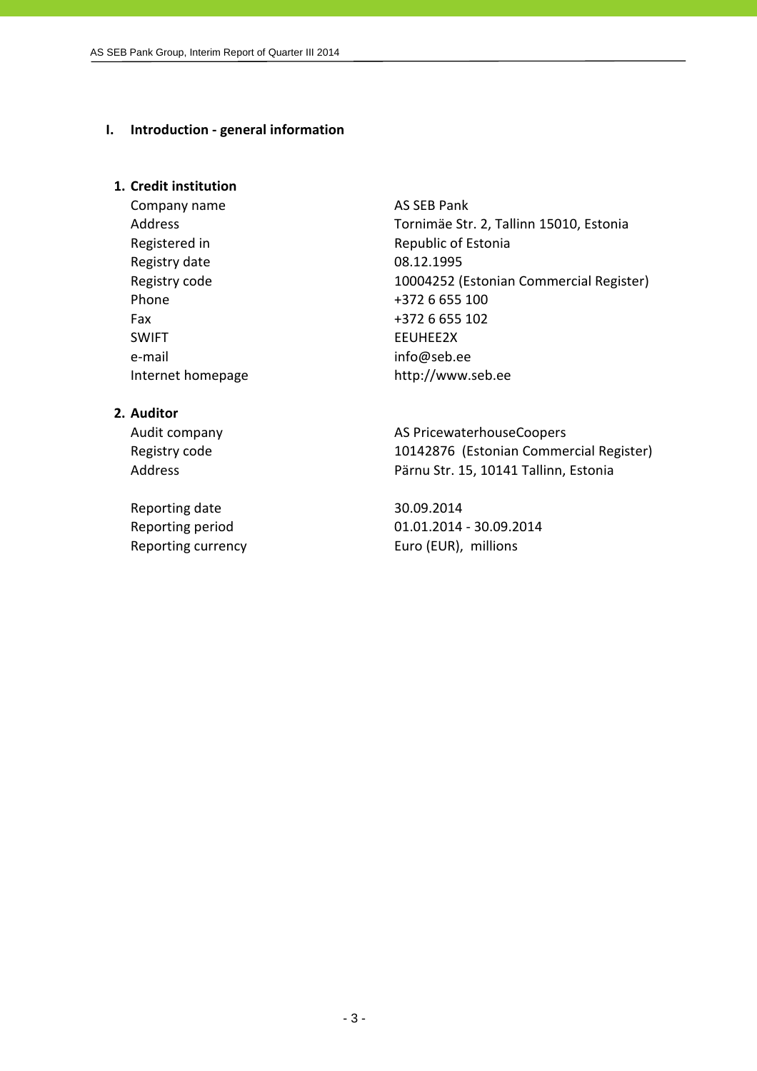# I. Introduction - general information

## 1. Credit institution

| | |
|---|---|
| Company name | AS SEB Pank |
| Address | Tornimäe Str. 2, Tallinn 15010, Estonia |
| Registered in | Republic of Estonia |
| Registry date | 08.12.1995 |
| Registry code | 10004252 (Estonian Commercial Register) |
| Phone | +372 6 655 100 |
| Fax | +372 6 655 102 |
| SWIFT | EEUHEE2X |
| e-mail | info@seb.ee |
| Internet homepage | http://www.seb.ee |

## 2. Auditor

| | |
|---|---|
| Audit company | AS PricewaterhouseCoopers |
| Registry code | 10142876 (Estonian Commercial Register) |
| Address | Pärnu Str. 15, 10141 Tallinn, Estonia |

| | |
|---|---|
| Reporting date | 30.09.2014 |
| Reporting period | 01.01.2014 - 30.09.2014 |
| Reporting currency | Euro (EUR), millions |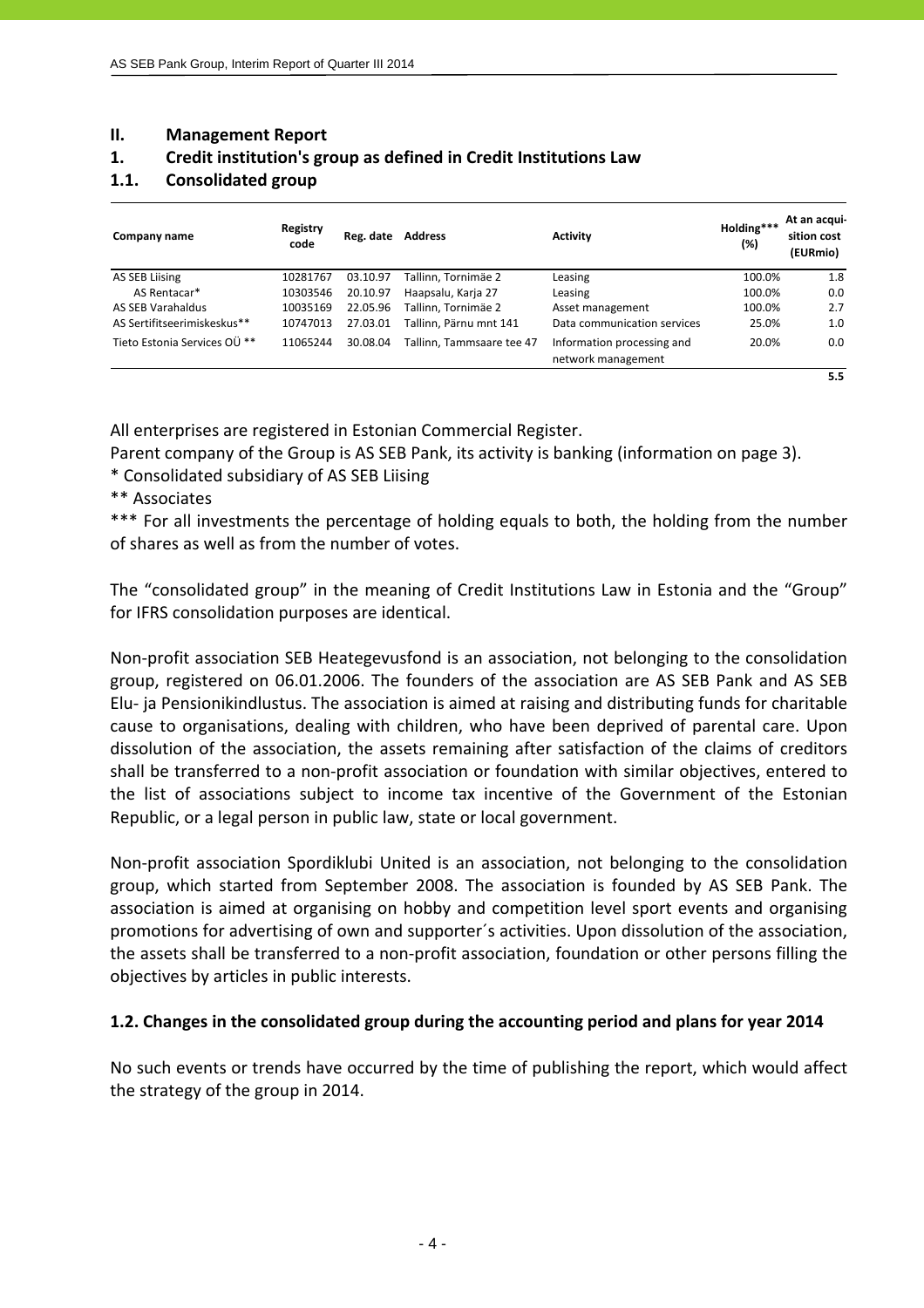## II. Management Report

## 1. Credit institution's group as defined in Credit Institutions Law

### 1.1. Consolidated group

| Company name | Registry code | Reg. date | Address | Activity | Holding*** (%) | At an acquisition cost (EURmio) |
|---|---|---|---|---|---|---|
| AS SEB Liising | 10281767 | 03.10.97 | Tallinn, Tornimäe 2 | Leasing | 100.0% | 1.8 |
| AS Rentacar* | 10303546 | 20.10.97 | Haapsalu, Karja 27 | Leasing | 100.0% | 0.0 |
| AS SEB Varahaldus | 10035169 | 22.05.96 | Tallinn, Tornimäe 2 | Asset management | 100.0% | 2.7 |
| AS Sertifitseerimiskeskus** | 10747013 | 27.03.01 | Tallinn, Pärnu mnt 141 | Data communication services | 25.0% | 1.0 |
| Tieto Estonia Services OÜ ** | 11065244 | 30.08.04 | Tallinn, Tammsaare tee 47 | Information processing and network management | 20.0% | 0.0 |
| | | | | | | **5.5** |

All enterprises are registered in Estonian Commercial Register.

Parent company of the Group is AS SEB Pank, its activity is banking (information on page 3).

* Consolidated subsidiary of AS SEB Liising

** Associates

*** For all investments the percentage of holding equals to both, the holding from the number of shares as well as from the number of votes.

The "consolidated group" in the meaning of Credit Institutions Law in Estonia and the "Group" for IFRS consolidation purposes are identical.

Non-profit association SEB Heategevusfond is an association, not belonging to the consolidation group, registered on 06.01.2006. The founders of the association are AS SEB Pank and AS SEB Elu- ja Pensionikindlustus. The association is aimed at raising and distributing funds for charitable cause to organisations, dealing with children, who have been deprived of parental care. Upon dissolution of the association, the assets remaining after satisfaction of the claims of creditors shall be transferred to a non-profit association or foundation with similar objectives, entered to the list of associations subject to income tax incentive of the Government of the Estonian Republic, or a legal person in public law, state or local government.

Non-profit association Spordiklubi United is an association, not belonging to the consolidation group, which started from September 2008. The association is founded by AS SEB Pank. The association is aimed at organising on hobby and competition level sport events and organising promotions for advertising of own and supporter´s activities. Upon dissolution of the association, the assets shall be transferred to a non-profit association, foundation or other persons filling the objectives by articles in public interests.

### 1.2. Changes in the consolidated group during the accounting period and plans for year 2014

No such events or trends have occurred by the time of publishing the report, which would affect the strategy of the group in 2014.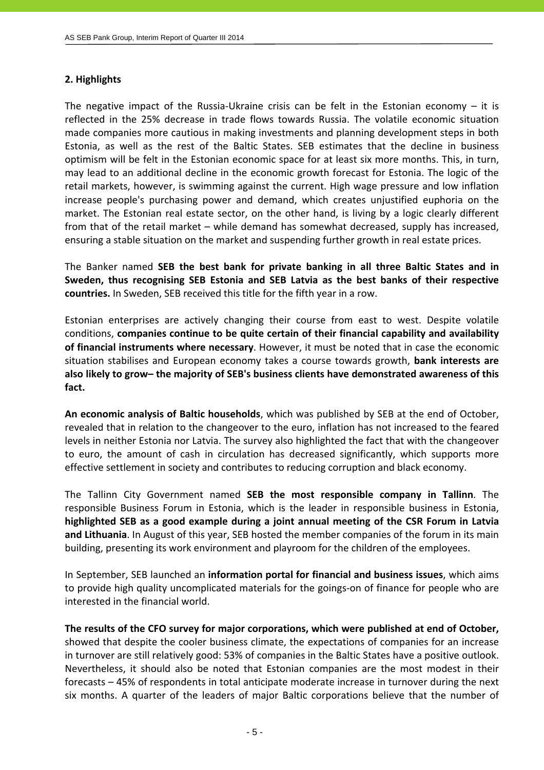## 2. Highlights

The negative impact of the Russia-Ukraine crisis can be felt in the Estonian economy – it is reflected in the 25% decrease in trade flows towards Russia. The volatile economic situation made companies more cautious in making investments and planning development steps in both Estonia, as well as the rest of the Baltic States. SEB estimates that the decline in business optimism will be felt in the Estonian economic space for at least six more months. This, in turn, may lead to an additional decline in the economic growth forecast for Estonia. The logic of the retail markets, however, is swimming against the current. High wage pressure and low inflation increase people's purchasing power and demand, which creates unjustified euphoria on the market. The Estonian real estate sector, on the other hand, is living by a logic clearly different from that of the retail market – while demand has somewhat decreased, supply has increased, ensuring a stable situation on the market and suspending further growth in real estate prices.

The Banker named **SEB the best bank for private banking in all three Baltic States and in Sweden, thus recognising SEB Estonia and SEB Latvia as the best banks of their respective countries.** In Sweden, SEB received this title for the fifth year in a row.

Estonian enterprises are actively changing their course from east to west. Despite volatile conditions, **companies continue to be quite certain of their financial capability and availability of financial instruments where necessary**. However, it must be noted that in case the economic situation stabilises and European economy takes a course towards growth, **bank interests are also likely to grow– the majority of SEB's business clients have demonstrated awareness of this fact.**

**An economic analysis of Baltic households**, which was published by SEB at the end of October, revealed that in relation to the changeover to the euro, inflation has not increased to the feared levels in neither Estonia nor Latvia. The survey also highlighted the fact that with the changeover to euro, the amount of cash in circulation has decreased significantly, which supports more effective settlement in society and contributes to reducing corruption and black economy.

The Tallinn City Government named **SEB the most responsible company in Tallinn**. The responsible Business Forum in Estonia, which is the leader in responsible business in Estonia, **highlighted SEB as a good example during a joint annual meeting of the CSR Forum in Latvia and Lithuania**. In August of this year, SEB hosted the member companies of the forum in its main building, presenting its work environment and playroom for the children of the employees.

In September, SEB launched an **information portal for financial and business issues**, which aims to provide high quality uncomplicated materials for the goings-on of finance for people who are interested in the financial world.

**The results of the CFO survey for major corporations, which were published at end of October,** showed that despite the cooler business climate, the expectations of companies for an increase in turnover are still relatively good: 53% of companies in the Baltic States have a positive outlook. Nevertheless, it should also be noted that Estonian companies are the most modest in their forecasts – 45% of respondents in total anticipate moderate increase in turnover during the next six months. A quarter of the leaders of major Baltic corporations believe that the number of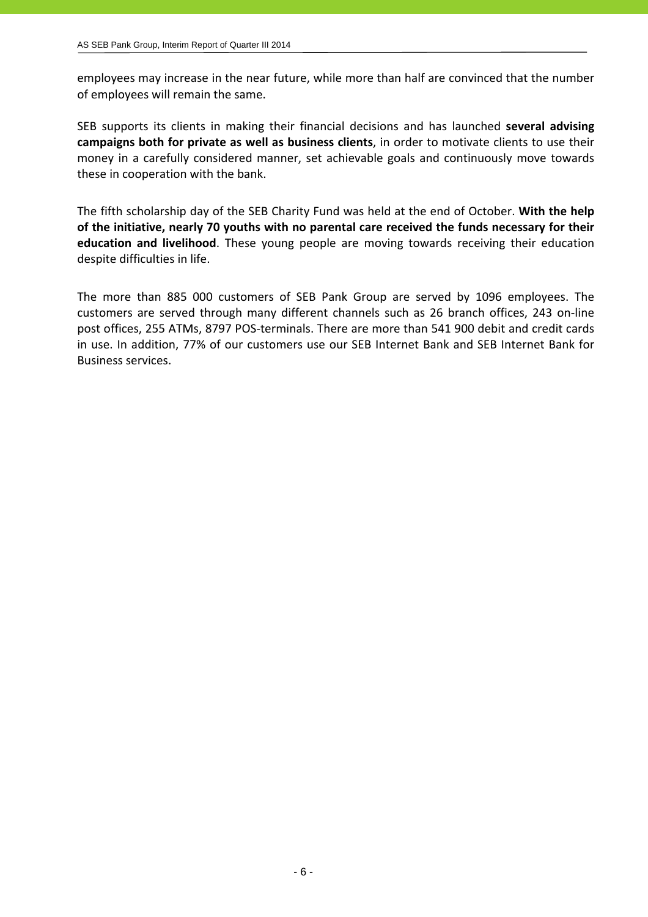employees may increase in the near future, while more than half are convinced that the number of employees will remain the same.

SEB supports its clients in making their financial decisions and has launched **several advising campaigns both for private as well as business clients**, in order to motivate clients to use their money in a carefully considered manner, set achievable goals and continuously move towards these in cooperation with the bank.

The fifth scholarship day of the SEB Charity Fund was held at the end of October. **With the help of the initiative, nearly 70 youths with no parental care received the funds necessary for their education and livelihood**. These young people are moving towards receiving their education despite difficulties in life.

The more than 885 000 customers of SEB Pank Group are served by 1096 employees. The customers are served through many different channels such as 26 branch offices, 243 on-line post offices, 255 ATMs, 8797 POS-terminals. There are more than 541 900 debit and credit cards in use. In addition, 77% of our customers use our SEB Internet Bank and SEB Internet Bank for Business services.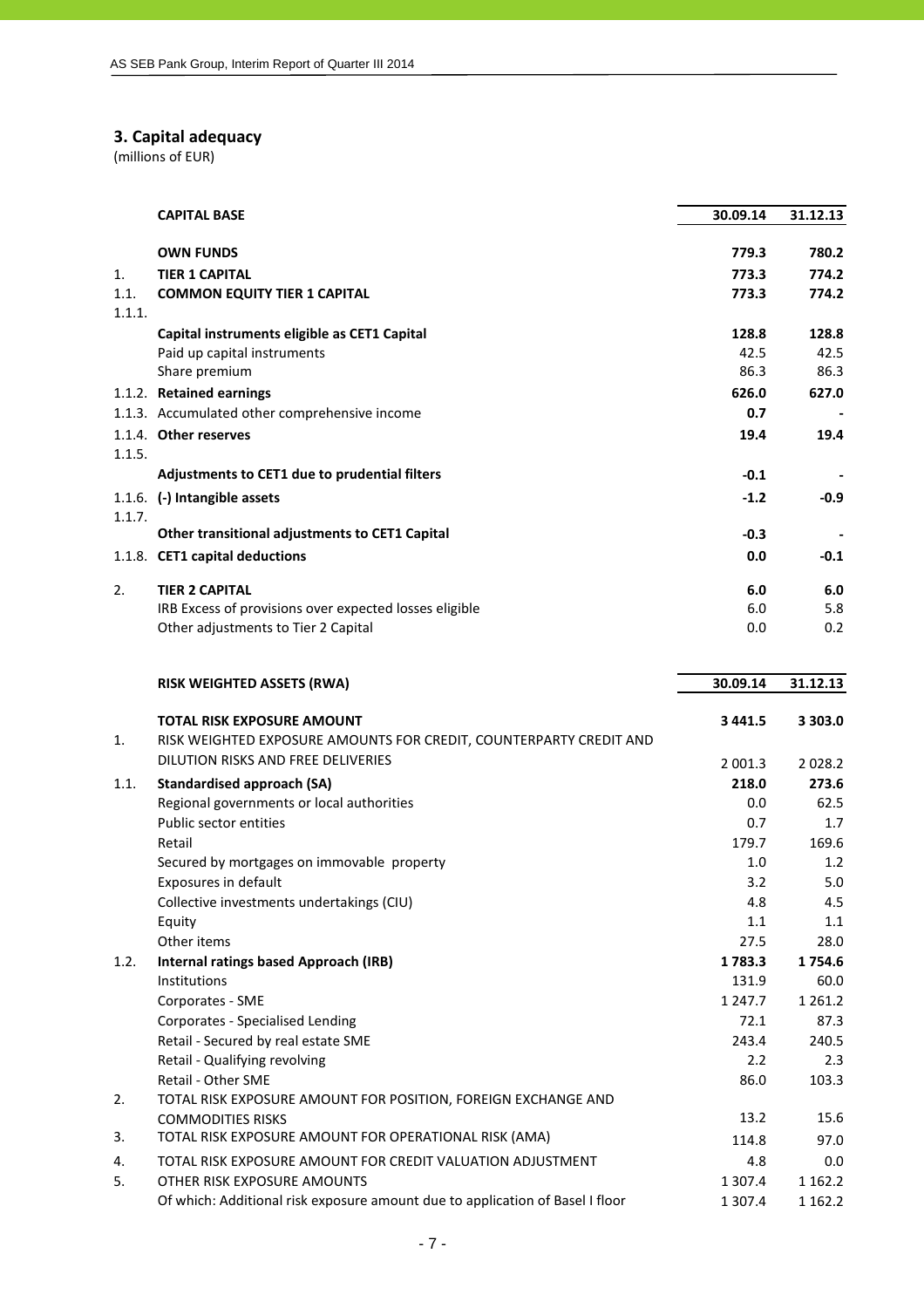## 3. Capital adequacy

(millions of EUR)

| | CAPITAL BASE | 30.09.14 | 31.12.13 |
|---|---|---|---|
| | **OWN FUNDS** | **779.3** | **780.2** |
| 1. | **TIER 1 CAPITAL** | **773.3** | **774.2** |
| 1.1. | **COMMON EQUITY TIER 1 CAPITAL** | **773.3** | **774.2** |
| 1.1.1. | **Capital instruments eligible as CET1 Capital** | **128.8** | **128.8** |
| | Paid up capital instruments | 42.5 | 42.5 |
| | Share premium | 86.3 | 86.3 |
| 1.1.2. | **Retained earnings** | **626.0** | **627.0** |
| 1.1.3. | Accumulated other comprehensive income | **0.7** | **-** |
| 1.1.4. | **Other reserves** | **19.4** | **19.4** |
| 1.1.5. | **Adjustments to CET1 due to prudential filters** | **-0.1** | **-** |
| 1.1.6. | **(-) Intangible assets** | **-1.2** | **-0.9** |
| 1.1.7. | **Other transitional adjustments to CET1 Capital** | **-0.3** | **-** |
| 1.1.8. | **CET1 capital deductions** | **0.0** | **-0.1** |
| 2. | **TIER 2 CAPITAL** | **6.0** | **6.0** |
| | IRB Excess of provisions over expected losses eligible | 6.0 | 5.8 |
| | Other adjustments to Tier 2 Capital | 0.0 | 0.2 |

| | RISK WEIGHTED ASSETS (RWA) | 30.09.14 | 31.12.13 |
|---|---|---|---|
| | **TOTAL RISK EXPOSURE AMOUNT** | **3 441.5** | **3 303.0** |
| 1. | RISK WEIGHTED EXPOSURE AMOUNTS FOR CREDIT, COUNTERPARTY CREDIT AND DILUTION RISKS AND FREE DELIVERIES | 2 001.3 | 2 028.2 |
| 1.1. | **Standardised approach (SA)** | **218.0** | **273.6** |
| | Regional governments or local authorities | 0.0 | 62.5 |
| | Public sector entities | 0.7 | 1.7 |
| | Retail | 179.7 | 169.6 |
| | Secured by mortgages on immovable property | 1.0 | 1.2 |
| | Exposures in default | 3.2 | 5.0 |
| | Collective investments undertakings (CIU) | 4.8 | 4.5 |
| | Equity | 1.1 | 1.1 |
| | Other items | 27.5 | 28.0 |
| 1.2. | **Internal ratings based Approach (IRB)** | **1 783.3** | **1 754.6** |
| | Institutions | 131.9 | 60.0 |
| | Corporates - SME | 1 247.7 | 1 261.2 |
| | Corporates - Specialised Lending | 72.1 | 87.3 |
| | Retail - Secured by real estate SME | 243.4 | 240.5 |
| | Retail - Qualifying revolving | 2.2 | 2.3 |
| | Retail - Other SME | 86.0 | 103.3 |
| 2. | TOTAL RISK EXPOSURE AMOUNT FOR POSITION, FOREIGN EXCHANGE AND COMMODITIES RISKS | 13.2 | 15.6 |
| 3. | TOTAL RISK EXPOSURE AMOUNT FOR OPERATIONAL RISK (AMA) | 114.8 | 97.0 |
| 4. | TOTAL RISK EXPOSURE AMOUNT FOR CREDIT VALUATION ADJUSTMENT | 4.8 | 0.0 |
| 5. | OTHER RISK EXPOSURE AMOUNTS | 1 307.4 | 1 162.2 |
| | Of which: Additional risk exposure amount due to application of Basel I floor | 1 307.4 | 1 162.2 |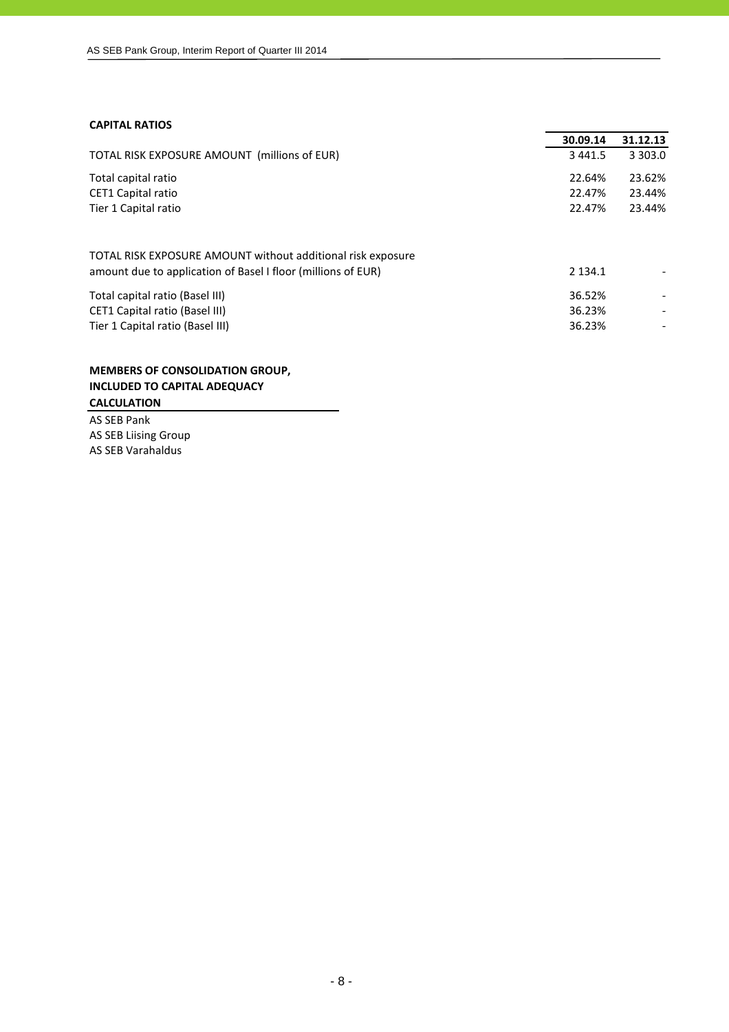### CAPITAL RATIOS

| | 30.09.14 | 31.12.13 |
|---|---|---|
| TOTAL RISK EXPOSURE AMOUNT (millions of EUR) | 3 441.5 | 3 303.0 |
| Total capital ratio | 22.64% | 23.62% |
| CET1 Capital ratio | 22.47% | 23.44% |
| Tier 1 Capital ratio | 22.47% | 23.44% |
| | | |
| TOTAL RISK EXPOSURE AMOUNT without additional risk exposure amount due to application of Basel I floor (millions of EUR) | 2 134.1 | - |
| Total capital ratio (Basel III) | 36.52% | - |
| CET1 Capital ratio (Basel III) | 36.23% | - |
| Tier 1 Capital ratio (Basel III) | 36.23% | - |

### MEMBERS OF CONSOLIDATION GROUP, INCLUDED TO CAPITAL ADEQUACY CALCULATION

AS SEB Pank
AS SEB Liising Group
AS SEB Varahaldus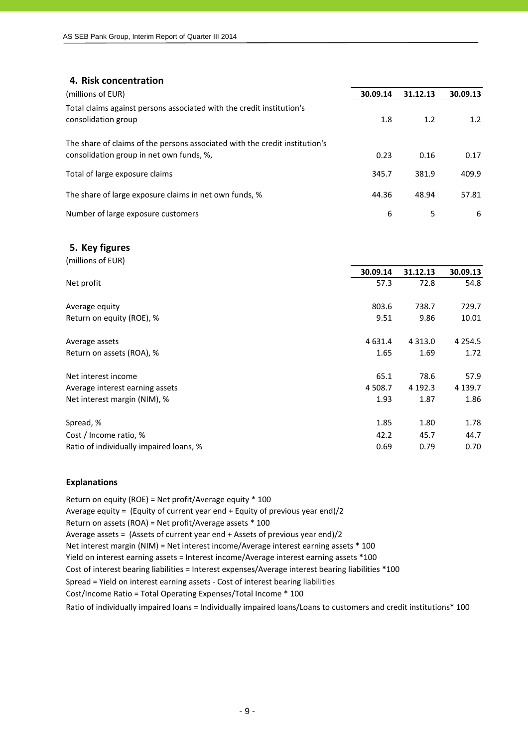## 4. Risk concentration

| (millions of EUR) | 30.09.14 | 31.12.13 | 30.09.13 |
| --- | --- | --- | --- |
| Total claims against persons associated with the credit institution's consolidation group | 1.8 | 1.2 | 1.2 |
| The share of claims of the persons associated with the credit institution's consolidation group in net own funds, %, | 0.23 | 0.16 | 0.17 |
| Total of large exposure claims | 345.7 | 381.9 | 409.9 |
| The share of large exposure claims in net own funds, % | 44.36 | 48.94 | 57.81 |
| Number of large exposure customers | 6 | 5 | 6 |

## 5. Key figures

(millions of EUR)

| | 30.09.14 | 31.12.13 | 30.09.13 |
| --- | --- | --- | --- |
| Net profit | 57.3 | 72.8 | 54.8 |
| Average equity | 803.6 | 738.7 | 729.7 |
| Return on equity (ROE), % | 9.51 | 9.86 | 10.01 |
| Average assets | 4 631.4 | 4 313.0 | 4 254.5 |
| Return on assets (ROA), % | 1.65 | 1.69 | 1.72 |
| Net interest income | 65.1 | 78.6 | 57.9 |
| Average interest earning assets | 4 508.7 | 4 192.3 | 4 139.7 |
| Net interest margin (NIM), % | 1.93 | 1.87 | 1.86 |
| Spread, % | 1.85 | 1.80 | 1.78 |
| Cost / Income ratio, % | 42.2 | 45.7 | 44.7 |
| Ratio of individually impaired loans, % | 0.69 | 0.79 | 0.70 |

### Explanations

Return on equity (ROE) = Net profit/Average equity * 100

Average equity = (Equity of current year end + Equity of previous year end)/2

Return on assets (ROA) = Net profit/Average assets * 100

Average assets = (Assets of current year end + Assets of previous year end)/2

Net interest margin (NIM) = Net interest income/Average interest earning assets * 100

Yield on interest earning assets = Interest income/Average interest earning assets *100

Cost of interest bearing liabilities = Interest expenses/Average interest bearing liabilities *100

Spread = Yield on interest earning assets - Cost of interest bearing liabilities

Cost/Income Ratio = Total Operating Expenses/Total Income * 100

Ratio of individually impaired loans = Individually impaired loans/Loans to customers and credit institutions* 100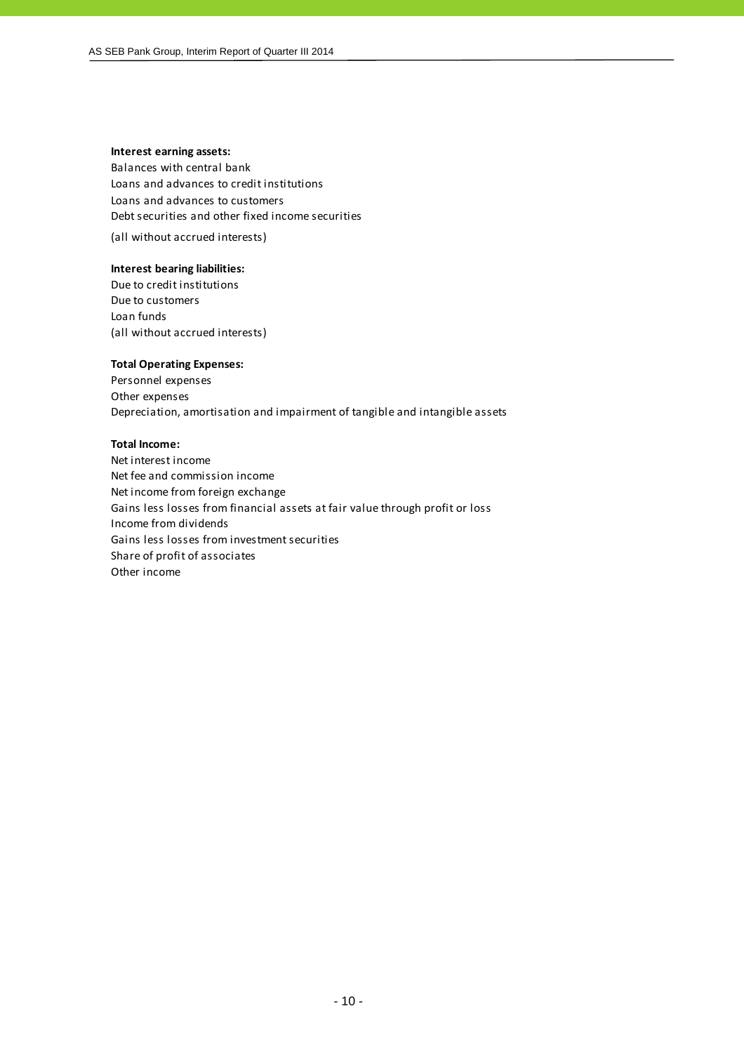**Interest earning assets:**

Balances with central bank
Loans and advances to credit institutions
Loans and advances to customers
Debt securities and other fixed income securities

(all without accrued interests)

**Interest bearing liabilities:**

Due to credit institutions
Due to customers
Loan funds
(all without accrued interests)

**Total Operating Expenses:**

Personnel expenses
Other expenses
Depreciation, amortisation and impairment of tangible and intangible assets

**Total Income:**

Net interest income
Net fee and commission income
Net income from foreign exchange
Gains less losses from financial assets at fair value through profit or loss
Income from dividends
Gains less losses from investment securities
Share of profit of associates
Other income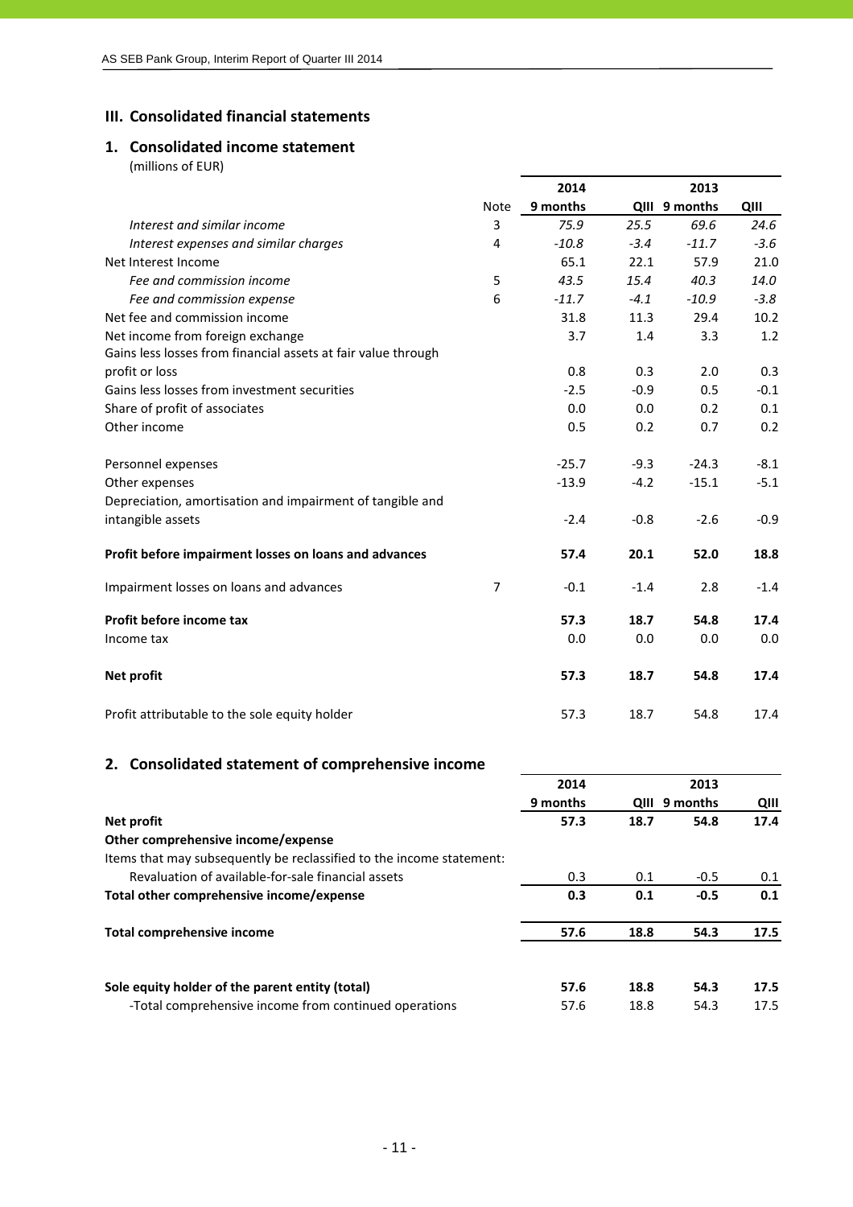## III. Consolidated financial statements

### 1. Consolidated income statement

(millions of EUR)

| | Note | 2014 9 months | 2014 QIII | 2013 9 months | 2013 QIII |
|---|---|---|---|---|---|
| *Interest and similar income* | 3 | *75.9* | *25.5* | *69.6* | *24.6* |
| *Interest expenses and similar charges* | 4 | *-10.8* | *-3.4* | *-11.7* | *-3.6* |
| Net Interest Income | | 65.1 | 22.1 | 57.9 | 21.0 |
| *Fee and commission income* | 5 | *43.5* | *15.4* | *40.3* | *14.0* |
| *Fee and commission expense* | 6 | *-11.7* | *-4.1* | *-10.9* | *-3.8* |
| Net fee and commission income | | 31.8 | 11.3 | 29.4 | 10.2 |
| Net income from foreign exchange | | 3.7 | 1.4 | 3.3 | 1.2 |
| Gains less losses from financial assets at fair value through profit or loss | | 0.8 | 0.3 | 2.0 | 0.3 |
| Gains less losses from investment securities | | -2.5 | -0.9 | 0.5 | -0.1 |
| Share of profit of associates | | 0.0 | 0.0 | 0.2 | 0.1 |
| Other income | | 0.5 | 0.2 | 0.7 | 0.2 |
| Personnel expenses | | -25.7 | -9.3 | -24.3 | -8.1 |
| Other expenses | | -13.9 | -4.2 | -15.1 | -5.1 |
| Depreciation, amortisation and impairment of tangible and intangible assets | | -2.4 | -0.8 | -2.6 | -0.9 |
| **Profit before impairment losses on loans and advances** | | **57.4** | **20.1** | **52.0** | **18.8** |
| Impairment losses on loans and advances | 7 | -0.1 | -1.4 | 2.8 | -1.4 |
| **Profit before income tax** | | **57.3** | **18.7** | **54.8** | **17.4** |
| Income tax | | 0.0 | 0.0 | 0.0 | 0.0 |
| **Net profit** | | **57.3** | **18.7** | **54.8** | **17.4** |
| Profit attributable to the sole equity holder | | 57.3 | 18.7 | 54.8 | 17.4 |

### 2. Consolidated statement of comprehensive income

| | 2014 9 months | 2014 QIII | 2013 9 months | 2013 QIII |
|---|---|---|---|---|
| **Net profit** | **57.3** | **18.7** | **54.8** | **17.4** |
| **Other comprehensive income/expense** | | | | |
| Items that may subsequently be reclassified to the income statement: | | | | |
| Revaluation of available-for-sale financial assets | 0.3 | 0.1 | -0.5 | 0.1 |
| **Total other comprehensive income/expense** | **0.3** | **0.1** | **-0.5** | **0.1** |
| **Total comprehensive income** | **57.6** | **18.8** | **54.3** | **17.5** |
| **Sole equity holder of the parent entity (total)** | **57.6** | **18.8** | **54.3** | **17.5** |
| -Total comprehensive income from continued operations | 57.6 | 18.8 | 54.3 | 17.5 |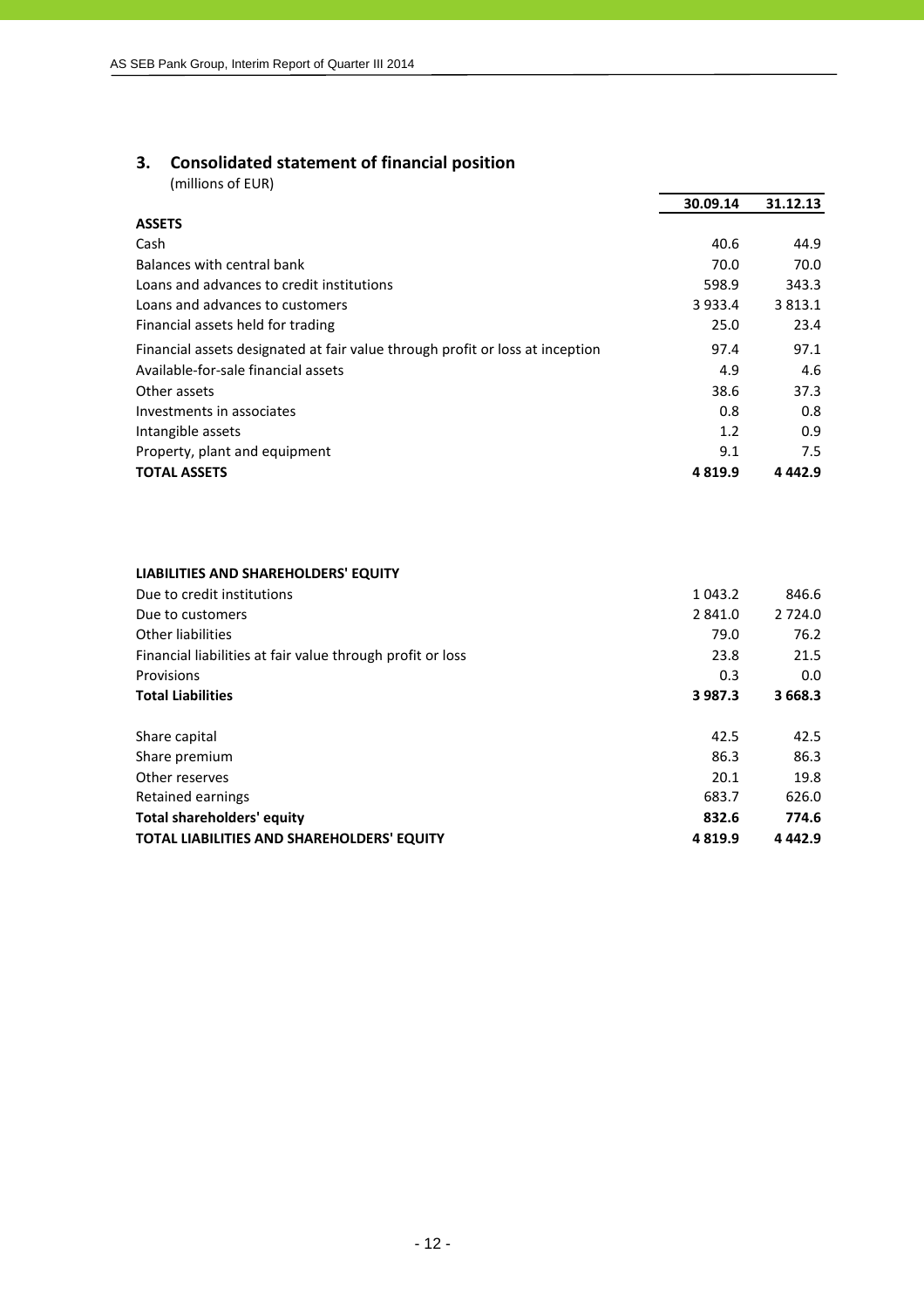## 3. Consolidated statement of financial position

(millions of EUR)

| | 30.09.14 | 31.12.13 |
|---|---|---|
| **ASSETS** | | |
| Cash | 40.6 | 44.9 |
| Balances with central bank | 70.0 | 70.0 |
| Loans and advances to credit institutions | 598.9 | 343.3 |
| Loans and advances to customers | 3 933.4 | 3 813.1 |
| Financial assets held for trading | 25.0 | 23.4 |
| Financial assets designated at fair value through profit or loss at inception | 97.4 | 97.1 |
| Available-for-sale financial assets | 4.9 | 4.6 |
| Other assets | 38.6 | 37.3 |
| Investments in associates | 0.8 | 0.8 |
| Intangible assets | 1.2 | 0.9 |
| Property, plant and equipment | 9.1 | 7.5 |
| **TOTAL ASSETS** | **4 819.9** | **4 442.9** |

| | 30.09.14 | 31.12.13 |
|---|---|---|
| **LIABILITIES AND SHAREHOLDERS' EQUITY** | | |
| Due to credit institutions | 1 043.2 | 846.6 |
| Due to customers | 2 841.0 | 2 724.0 |
| Other liabilities | 79.0 | 76.2 |
| Financial liabilities at fair value through profit or loss | 23.8 | 21.5 |
| Provisions | 0.3 | 0.0 |
| **Total Liabilities** | **3 987.3** | **3 668.3** |
| Share capital | 42.5 | 42.5 |
| Share premium | 86.3 | 86.3 |
| Other reserves | 20.1 | 19.8 |
| Retained earnings | 683.7 | 626.0 |
| **Total shareholders' equity** | **832.6** | **774.6** |
| **TOTAL LIABILITIES AND SHAREHOLDERS' EQUITY** | **4 819.9** | **4 442.9** |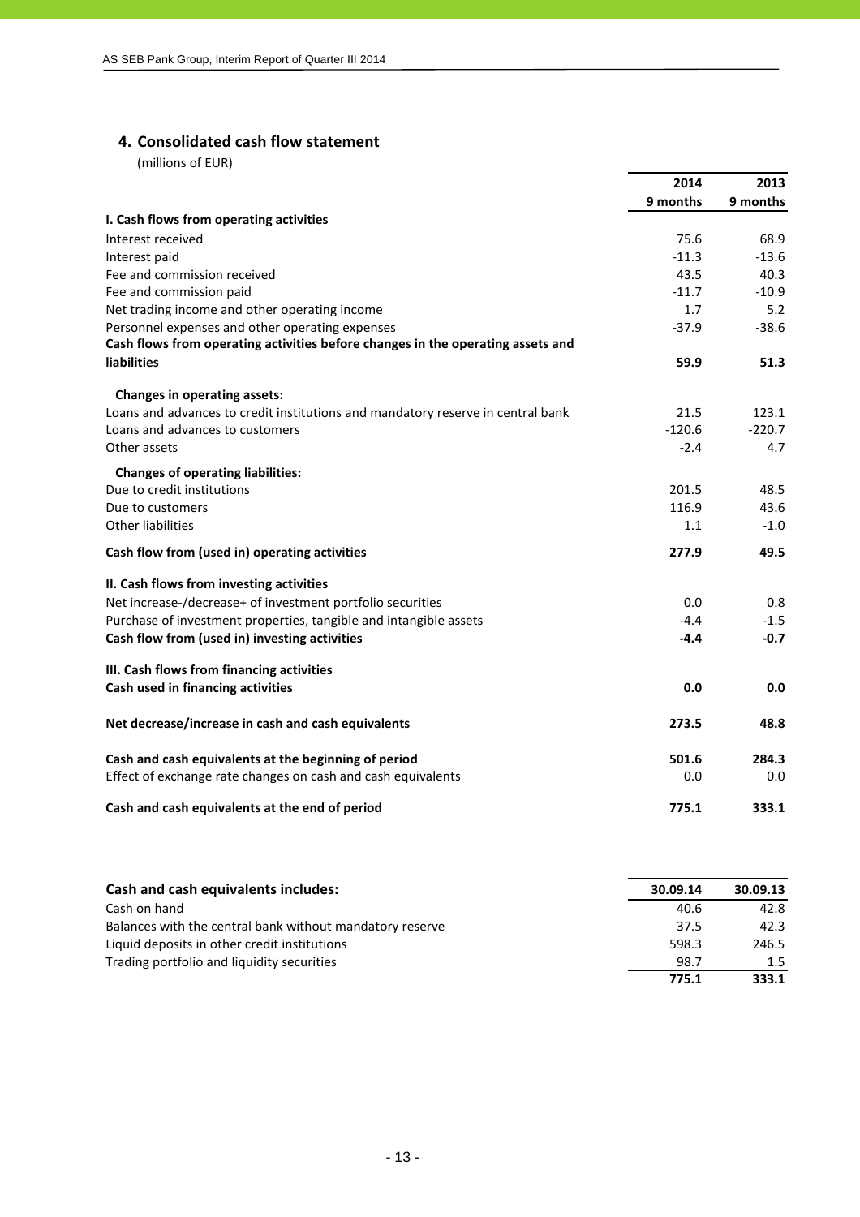## 4. Consolidated cash flow statement

(millions of EUR)

| | 2014<br>9 months | 2013<br>9 months |
|---|---|---|
| **I. Cash flows from operating activities** | | |
| Interest received | 75.6 | 68.9 |
| Interest paid | -11.3 | -13.6 |
| Fee and commission received | 43.5 | 40.3 |
| Fee and commission paid | -11.7 | -10.9 |
| Net trading income and other operating income | 1.7 | 5.2 |
| Personnel expenses and other operating expenses | -37.9 | -38.6 |
| **Cash flows from operating activities before changes in the operating assets and liabilities** | **59.9** | **51.3** |
| **Changes in operating assets:** | | |
| Loans and advances to credit institutions and mandatory reserve in central bank | 21.5 | 123.1 |
| Loans and advances to customers | -120.6 | -220.7 |
| Other assets | -2.4 | 4.7 |
| **Changes of operating liabilities:** | | |
| Due to credit institutions | 201.5 | 48.5 |
| Due to customers | 116.9 | 43.6 |
| Other liabilities | 1.1 | -1.0 |
| **Cash flow from (used in) operating activities** | **277.9** | **49.5** |
| **II. Cash flows from investing activities** | | |
| Net increase-/decrease+ of investment portfolio securities | 0.0 | 0.8 |
| Purchase of investment properties, tangible and intangible assets | -4.4 | -1.5 |
| **Cash flow from (used in) investing activities** | **-4.4** | **-0.7** |
| **III. Cash flows from financing activities** | | |
| **Cash used in financing activities** | **0.0** | **0.0** |
| **Net decrease/increase in cash and cash equivalents** | **273.5** | **48.8** |
| **Cash and cash equivalents at the beginning of period** | **501.6** | **284.3** |
| Effect of exchange rate changes on cash and cash equivalents | 0.0 | 0.0 |
| **Cash and cash equivalents at the end of period** | **775.1** | **333.1** |

| **Cash and cash equivalents includes:** | **30.09.14** | **30.09.13** |
|---|---|---|
| Cash on hand | 40.6 | 42.8 |
| Balances with the central bank without mandatory reserve | 37.5 | 42.3 |
| Liquid deposits in other credit institutions | 598.3 | 246.5 |
| Trading portfolio and liquidity securities | 98.7 | 1.5 |
| | **775.1** | **333.1** |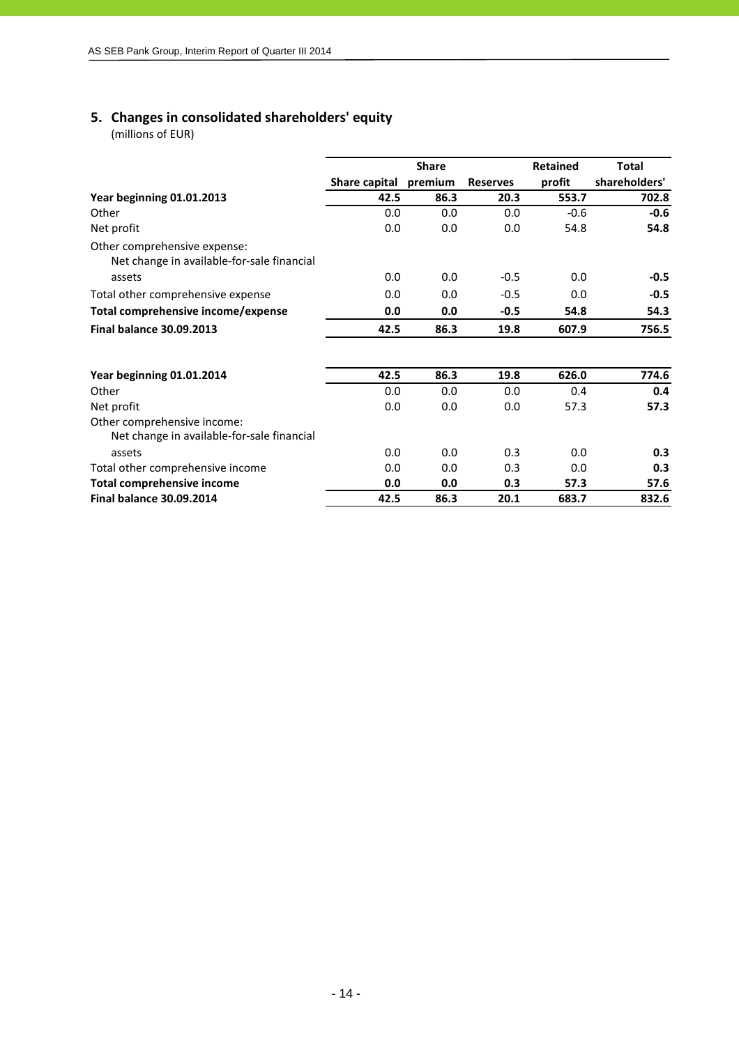## 5. Changes in consolidated shareholders' equity

(millions of EUR)

| | Share capital | Share premium | Reserves | Retained profit | Total shareholders' |
|---|---|---|---|---|---|
| **Year beginning 01.01.2013** | **42.5** | **86.3** | **20.3** | **553.7** | **702.8** |
| Other | 0.0 | 0.0 | 0.0 | -0.6 | **-0.6** |
| Net profit | 0.0 | 0.0 | 0.0 | 54.8 | **54.8** |
| Other comprehensive expense: | | | | | |
| Net change in available-for-sale financial assets | 0.0 | 0.0 | -0.5 | 0.0 | **-0.5** |
| Total other comprehensive expense | 0.0 | 0.0 | -0.5 | 0.0 | **-0.5** |
| **Total comprehensive income/expense** | **0.0** | **0.0** | **-0.5** | **54.8** | **54.3** |
| **Final balance 30.09.2013** | **42.5** | **86.3** | **19.8** | **607.9** | **756.5** |
| | | | | | |
| **Year beginning 01.01.2014** | **42.5** | **86.3** | **19.8** | **626.0** | **774.6** |
| Other | 0.0 | 0.0 | 0.0 | 0.4 | **0.4** |
| Net profit | 0.0 | 0.0 | 0.0 | 57.3 | **57.3** |
| Other comprehensive income: | | | | | |
| Net change in available-for-sale financial assets | 0.0 | 0.0 | 0.3 | 0.0 | **0.3** |
| Total other comprehensive income | 0.0 | 0.0 | 0.3 | 0.0 | **0.3** |
| **Total comprehensive income** | **0.0** | **0.0** | **0.3** | **57.3** | **57.6** |
| **Final balance 30.09.2014** | **42.5** | **86.3** | **20.1** | **683.7** | **832.6** |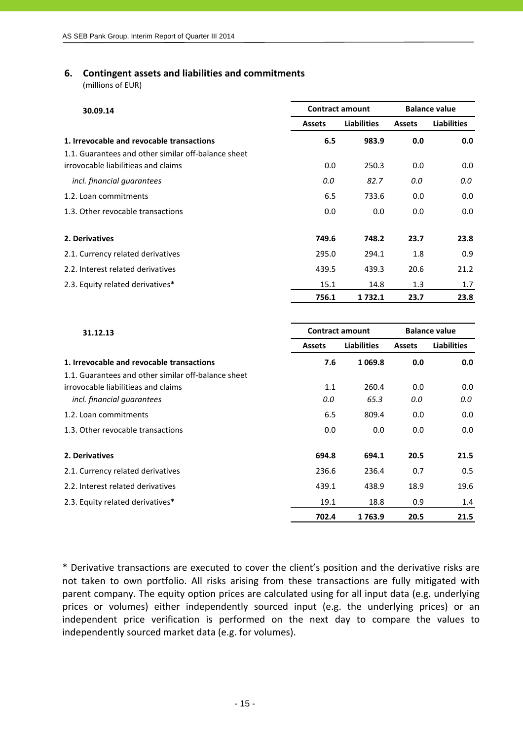## 6. Contingent assets and liabilities and commitments

(millions of EUR)

| 30.09.14 | Contract amount | | Balance value | |
|---|---|---|---|---|
| | Assets | Liabilities | Assets | Liabilities |
| **1. Irrevocable and revocable transactions** | **6.5** | **983.9** | **0.0** | **0.0** |
| 1.1. Guarantees and other similar off-balance sheet irrovocable liabilitieas and claims | 0.0 | 250.3 | 0.0 | 0.0 |
| *incl. financial guarantees* | *0.0* | *82.7* | *0.0* | *0.0* |
| 1.2. Loan commitments | 6.5 | 733.6 | 0.0 | 0.0 |
| 1.3. Other revocable transactions | 0.0 | 0.0 | 0.0 | 0.0 |
| **2. Derivatives** | **749.6** | **748.2** | **23.7** | **23.8** |
| 2.1. Currency related derivatives | 295.0 | 294.1 | 1.8 | 0.9 |
| 2.2. Interest related derivatives | 439.5 | 439.3 | 20.6 | 21.2 |
| 2.3. Equity related derivatives* | 15.1 | 14.8 | 1.3 | 1.7 |
| | **756.1** | **1 732.1** | **23.7** | **23.8** |

| 31.12.13 | Contract amount | | Balance value | |
|---|---|---|---|---|
| | Assets | Liabilities | Assets | Liabilities |
| **1. Irrevocable and revocable transactions** | **7.6** | **1 069.8** | **0.0** | **0.0** |
| 1.1. Guarantees and other similar off-balance sheet irrovocable liabilitieas and claims | 1.1 | 260.4 | 0.0 | 0.0 |
| *incl. financial guarantees* | *0.0* | *65.3* | *0.0* | *0.0* |
| 1.2. Loan commitments | 6.5 | 809.4 | 0.0 | 0.0 |
| 1.3. Other revocable transactions | 0.0 | 0.0 | 0.0 | 0.0 |
| **2. Derivatives** | **694.8** | **694.1** | **20.5** | **21.5** |
| 2.1. Currency related derivatives | 236.6 | 236.4 | 0.7 | 0.5 |
| 2.2. Interest related derivatives | 439.1 | 438.9 | 18.9 | 19.6 |
| 2.3. Equity related derivatives* | 19.1 | 18.8 | 0.9 | 1.4 |
| | **702.4** | **1 763.9** | **20.5** | **21.5** |

* Derivative transactions are executed to cover the client's position and the derivative risks are not taken to own portfolio. All risks arising from these transactions are fully mitigated with parent company. The equity option prices are calculated using for all input data (e.g. underlying prices or volumes) either independently sourced input (e.g. the underlying prices) or an independent price verification is performed on the next day to compare the values to independently sourced market data (e.g. for volumes).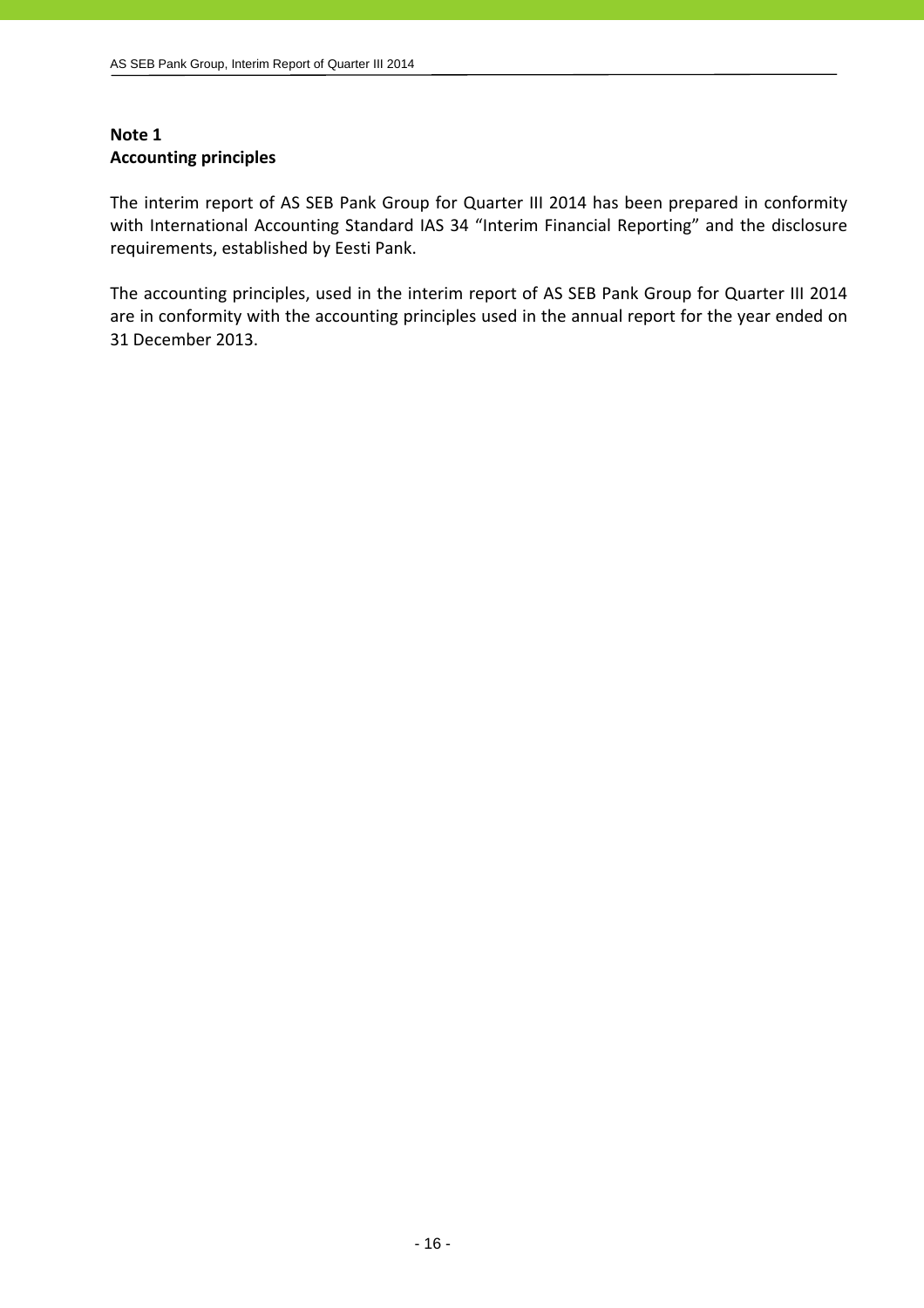## Note 1
## Accounting principles

The interim report of AS SEB Pank Group for Quarter III 2014 has been prepared in conformity with International Accounting Standard IAS 34 "Interim Financial Reporting" and the disclosure requirements, established by Eesti Pank.

The accounting principles, used in the interim report of AS SEB Pank Group for Quarter III 2014 are in conformity with the accounting principles used in the annual report for the year ended on 31 December 2013.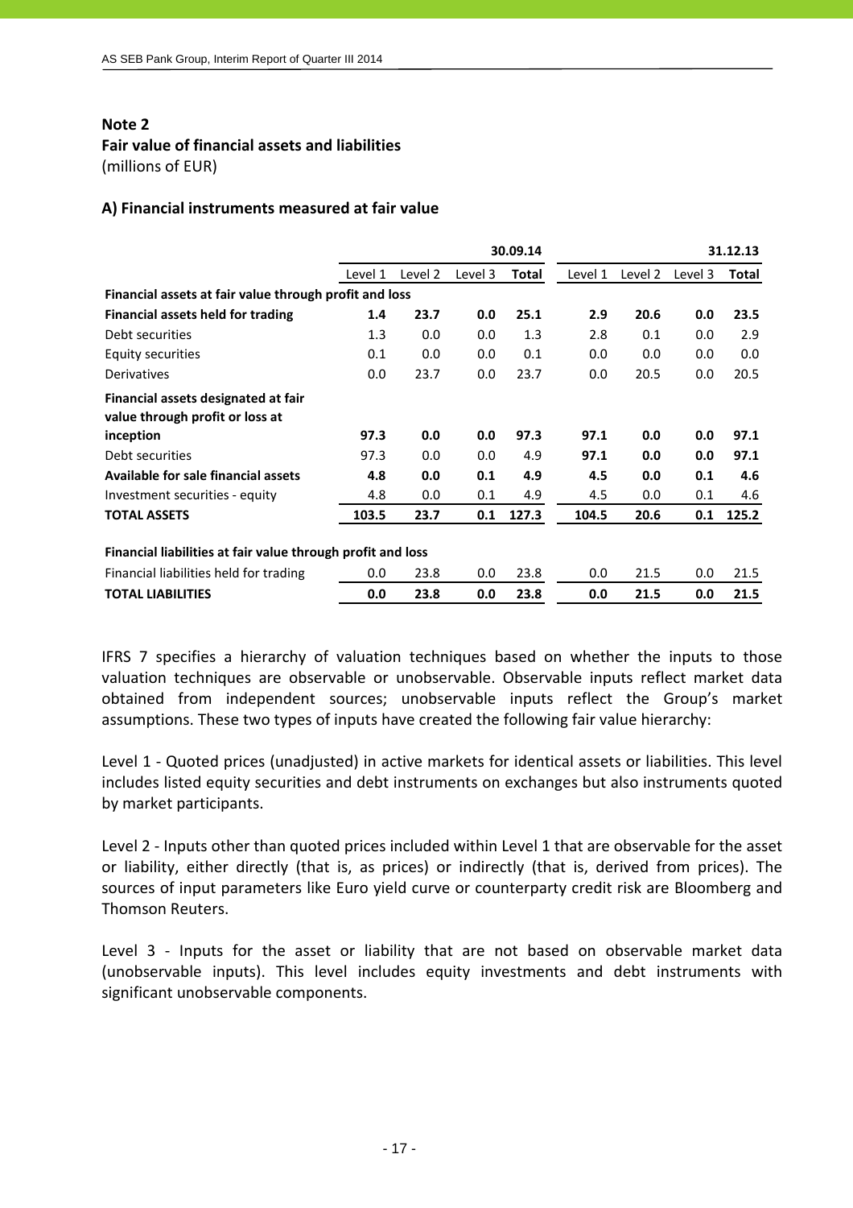**Note 2**

**Fair value of financial assets and liabilities**

(millions of EUR)

**A) Financial instruments measured at fair value**

| | | | | 30.09.14 | | | | 31.12.13 |
|---|---|---|---|---|---|---|---|---|
| | Level 1 | Level 2 | Level 3 | **Total** | Level 1 | Level 2 | Level 3 | **Total** |
| **Financial assets at fair value through profit and loss** | | | | | | | | |
| **Financial assets held for trading** | **1.4** | **23.7** | **0.0** | **25.1** | **2.9** | **20.6** | **0.0** | **23.5** |
| Debt securities | 1.3 | 0.0 | 0.0 | 1.3 | 2.8 | 0.1 | 0.0 | 2.9 |
| Equity securities | 0.1 | 0.0 | 0.0 | 0.1 | 0.0 | 0.0 | 0.0 | 0.0 |
| Derivatives | 0.0 | 23.7 | 0.0 | 23.7 | 0.0 | 20.5 | 0.0 | 20.5 |
| **Financial assets designated at fair value through profit or loss at inception** | **97.3** | **0.0** | **0.0** | **97.3** | **97.1** | **0.0** | **0.0** | **97.1** |
| Debt securities | 97.3 | 0.0 | 0.0 | 4.9 | **97.1** | **0.0** | **0.0** | **97.1** |
| **Available for sale financial assets** | **4.8** | **0.0** | **0.1** | **4.9** | **4.5** | **0.0** | **0.1** | **4.6** |
| Investment securities - equity | 4.8 | 0.0 | 0.1 | 4.9 | 4.5 | 0.0 | 0.1 | 4.6 |
| **TOTAL ASSETS** | **103.5** | **23.7** | **0.1** | **127.3** | **104.5** | **20.6** | **0.1** | **125.2** |
| | | | | | | | | |
| **Financial liabilities at fair value through profit and loss** | | | | | | | | |
| Financial liabilities held for trading | 0.0 | 23.8 | 0.0 | 23.8 | 0.0 | 21.5 | 0.0 | 21.5 |
| **TOTAL LIABILITIES** | **0.0** | **23.8** | **0.0** | **23.8** | **0.0** | **21.5** | **0.0** | **21.5** |

IFRS 7 specifies a hierarchy of valuation techniques based on whether the inputs to those valuation techniques are observable or unobservable. Observable inputs reflect market data obtained from independent sources; unobservable inputs reflect the Group's market assumptions. These two types of inputs have created the following fair value hierarchy:

Level 1 - Quoted prices (unadjusted) in active markets for identical assets or liabilities. This level includes listed equity securities and debt instruments on exchanges but also instruments quoted by market participants.

Level 2 - Inputs other than quoted prices included within Level 1 that are observable for the asset or liability, either directly (that is, as prices) or indirectly (that is, derived from prices). The sources of input parameters like Euro yield curve or counterparty credit risk are Bloomberg and Thomson Reuters.

Level 3 - Inputs for the asset or liability that are not based on observable market data (unobservable inputs). This level includes equity investments and debt instruments with significant unobservable components.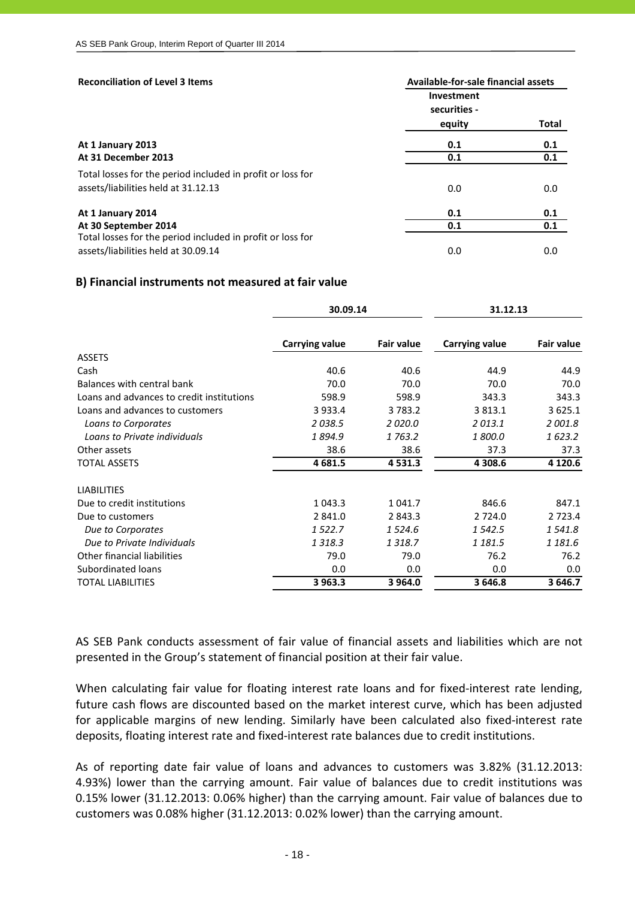| **Reconciliation of Level 3 Items** | **Available-for-sale financial assets** | |
|---|---|---|
| | **Investment securities - equity** | **Total** |
| **At 1 January 2013** | **0.1** | **0.1** |
| **At 31 December 2013** | **0.1** | **0.1** |
| Total losses for the period included in profit or loss for assets/liabilities held at 31.12.13 | 0.0 | 0.0 |
| **At 1 January 2014** | **0.1** | **0.1** |
| **At 30 September 2014** | **0.1** | **0.1** |
| Total losses for the period included in profit or loss for assets/liabilities held at 30.09.14 | 0.0 | 0.0 |

## B) Financial instruments not measured at fair value

| | **30.09.14** | | **31.12.13** | |
|---|---|---|---|---|
| | **Carrying value** | **Fair value** | **Carrying value** | **Fair value** |
| ASSETS | | | | |
| Cash | 40.6 | 40.6 | 44.9 | 44.9 |
| Balances with central bank | 70.0 | 70.0 | 70.0 | 70.0 |
| Loans and advances to credit institutions | 598.9 | 598.9 | 343.3 | 343.3 |
| Loans and advances to customers | 3 933.4 | 3 783.2 | 3 813.1 | 3 625.1 |
| *Loans to Corporates* | *2 038.5* | *2 020.0* | *2 013.1* | *2 001.8* |
| *Loans to Private individuals* | *1 894.9* | *1 763.2* | *1 800.0* | *1 623.2* |
| Other assets | 38.6 | 38.6 | 37.3 | 37.3 |
| TOTAL ASSETS | **4 681.5** | **4 531.3** | **4 308.6** | **4 120.6** |
| LIABILITIES | | | | |
| Due to credit institutions | 1 043.3 | 1 041.7 | 846.6 | 847.1 |
| Due to customers | 2 841.0 | 2 843.3 | 2 724.0 | 2 723.4 |
| *Due to Corporates* | *1 522.7* | *1 524.6* | *1 542.5* | *1 541.8* |
| *Due to Private Individuals* | *1 318.3* | *1 318.7* | *1 181.5* | *1 181.6* |
| Other financial liabilities | 79.0 | 79.0 | 76.2 | 76.2 |
| Subordinated loans | 0.0 | 0.0 | 0.0 | 0.0 |
| TOTAL LIABILITIES | **3 963.3** | **3 964.0** | **3 646.8** | **3 646.7** |

AS SEB Pank conducts assessment of fair value of financial assets and liabilities which are not presented in the Group's statement of financial position at their fair value.

When calculating fair value for floating interest rate loans and for fixed-interest rate lending, future cash flows are discounted based on the market interest curve, which has been adjusted for applicable margins of new lending. Similarly have been calculated also fixed-interest rate deposits, floating interest rate and fixed-interest rate balances due to credit institutions.

As of reporting date fair value of loans and advances to customers was 3.82% (31.12.2013: 4.93%) lower than the carrying amount. Fair value of balances due to credit institutions was 0.15% lower (31.12.2013: 0.06% higher) than the carrying amount. Fair value of balances due to customers was 0.08% higher (31.12.2013: 0.02% lower) than the carrying amount.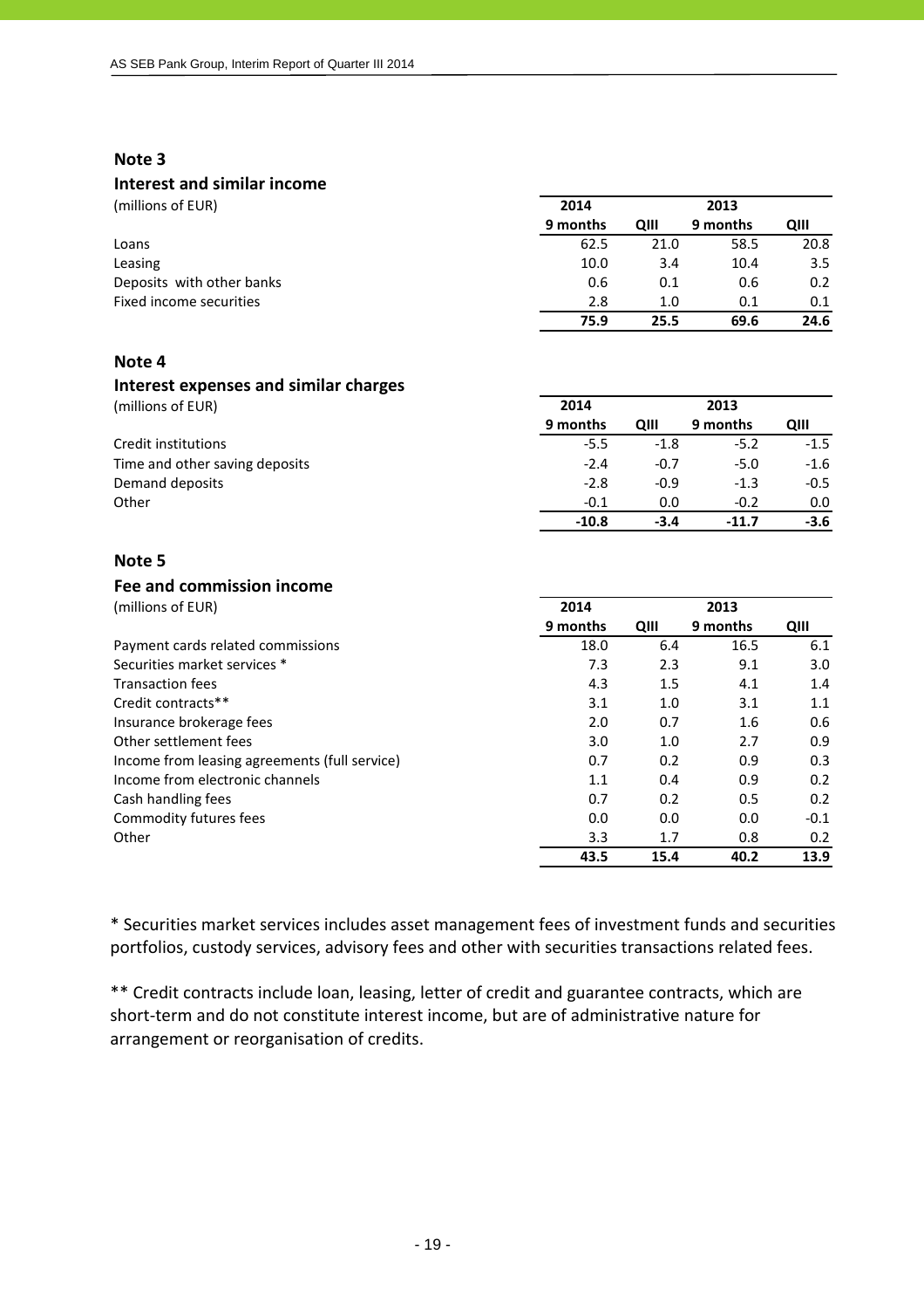## Note 3

### Interest and similar income

| (millions of EUR) | 2014 | | 2013 | |
|---|---|---|---|---|
| | 9 months | QIII | 9 months | QIII |
| Loans | 62.5 | 21.0 | 58.5 | 20.8 |
| Leasing | 10.0 | 3.4 | 10.4 | 3.5 |
| Deposits with other banks | 0.6 | 0.1 | 0.6 | 0.2 |
| Fixed income securities | 2.8 | 1.0 | 0.1 | 0.1 |
| | **75.9** | **25.5** | **69.6** | **24.6** |

## Note 4

### Interest expenses and similar charges

| (millions of EUR) | 2014 | | 2013 | |
|---|---|---|---|---|
| | 9 months | QIII | 9 months | QIII |
| Credit institutions | -5.5 | -1.8 | -5.2 | -1.5 |
| Time and other saving deposits | -2.4 | -0.7 | -5.0 | -1.6 |
| Demand deposits | -2.8 | -0.9 | -1.3 | -0.5 |
| Other | -0.1 | 0.0 | -0.2 | 0.0 |
| | **-10.8** | **-3.4** | **-11.7** | **-3.6** |

## Note 5

### Fee and commission income

| (millions of EUR) | 2014 | | 2013 | |
|---|---|---|---|---|
| | 9 months | QIII | 9 months | QIII |
| Payment cards related commissions | 18.0 | 6.4 | 16.5 | 6.1 |
| Securities market services * | 7.3 | 2.3 | 9.1 | 3.0 |
| Transaction fees | 4.3 | 1.5 | 4.1 | 1.4 |
| Credit contracts** | 3.1 | 1.0 | 3.1 | 1.1 |
| Insurance brokerage fees | 2.0 | 0.7 | 1.6 | 0.6 |
| Other settlement fees | 3.0 | 1.0 | 2.7 | 0.9 |
| Income from leasing agreements (full service) | 0.7 | 0.2 | 0.9 | 0.3 |
| Income from electronic channels | 1.1 | 0.4 | 0.9 | 0.2 |
| Cash handling fees | 0.7 | 0.2 | 0.5 | 0.2 |
| Commodity futures fees | 0.0 | 0.0 | 0.0 | -0.1 |
| Other | 3.3 | 1.7 | 0.8 | 0.2 |
| | **43.5** | **15.4** | **40.2** | **13.9** |

* Securities market services includes asset management fees of investment funds and securities portfolios, custody services, advisory fees and other with securities transactions related fees.

** Credit contracts include loan, leasing, letter of credit and guarantee contracts, which are short-term and do not constitute interest income, but are of administrative nature for arrangement or reorganisation of credits.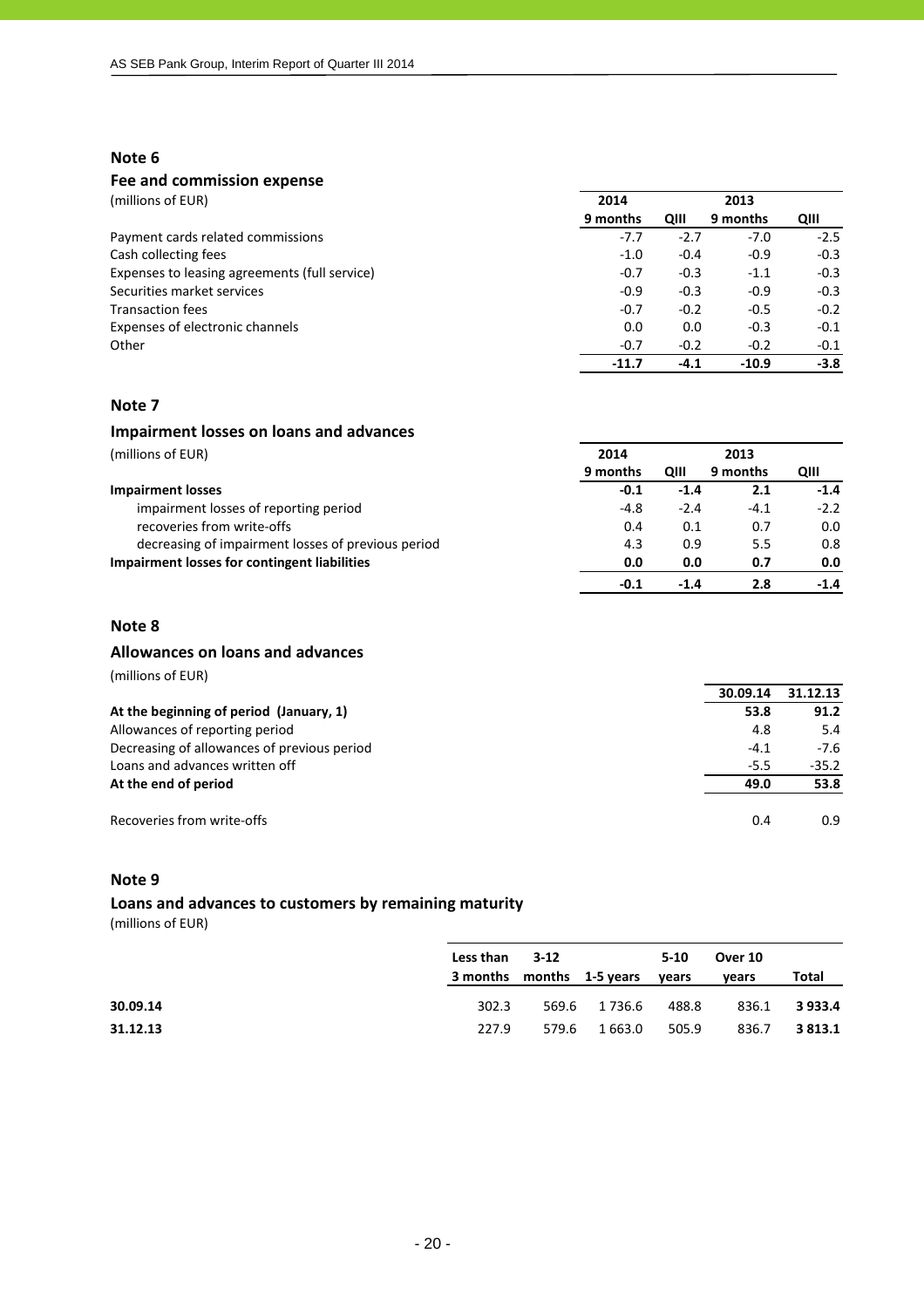## Note 6

### Fee and commission expense

(millions of EUR)

| | 2014 | | 2013 | |
|---|---|---|---|---|
| | 9 months | QIII | 9 months | QIII |
| Payment cards related commissions | -7.7 | -2.7 | -7.0 | -2.5 |
| Cash collecting fees | -1.0 | -0.4 | -0.9 | -0.3 |
| Expenses to leasing agreements (full service) | -0.7 | -0.3 | -1.1 | -0.3 |
| Securities market services | -0.9 | -0.3 | -0.9 | -0.3 |
| Transaction fees | -0.7 | -0.2 | -0.5 | -0.2 |
| Expenses of electronic channels | 0.0 | 0.0 | -0.3 | -0.1 |
| Other | -0.7 | -0.2 | -0.2 | -0.1 |
| | **-11.7** | **-4.1** | **-10.9** | **-3.8** |

## Note 7

### Impairment losses on loans and advances

(millions of EUR)

| | 2014 | | 2013 | |
|---|---|---|---|---|
| | 9 months | QIII | 9 months | QIII |
| **Impairment losses** | **-0.1** | **-1.4** | **2.1** | **-1.4** |
| impairment losses of reporting period | -4.8 | -2.4 | -4.1 | -2.2 |
| recoveries from write-offs | 0.4 | 0.1 | 0.7 | 0.0 |
| decreasing of impairment losses of previous period | 4.3 | 0.9 | 5.5 | 0.8 |
| **Impairment losses for contingent liabilities** | **0.0** | **0.0** | **0.7** | **0.0** |
| | **-0.1** | **-1.4** | **2.8** | **-1.4** |

## Note 8

### Allowances on loans and advances

(millions of EUR)

| | 30.09.14 | 31.12.13 |
|---|---|---|
| **At the beginning of period (January, 1)** | **53.8** | **91.2** |
| Allowances of reporting period | 4.8 | 5.4 |
| Decreasing of allowances of previous period | -4.1 | -7.6 |
| Loans and advances written off | -5.5 | -35.2 |
| **At the end of period** | **49.0** | **53.8** |
| | | |
| Recoveries from write-offs | 0.4 | 0.9 |

## Note 9

### Loans and advances to customers by remaining maturity

(millions of EUR)

| | Less than 3 months | 3-12 months | 1-5 years | 5-10 years | Over 10 years | Total |
|---|---|---|---|---|---|---|
| **30.09.14** | 302.3 | 569.6 | 1 736.6 | 488.8 | 836.1 | **3 933.4** |
| **31.12.13** | 227.9 | 579.6 | 1 663.0 | 505.9 | 836.7 | **3 813.1** |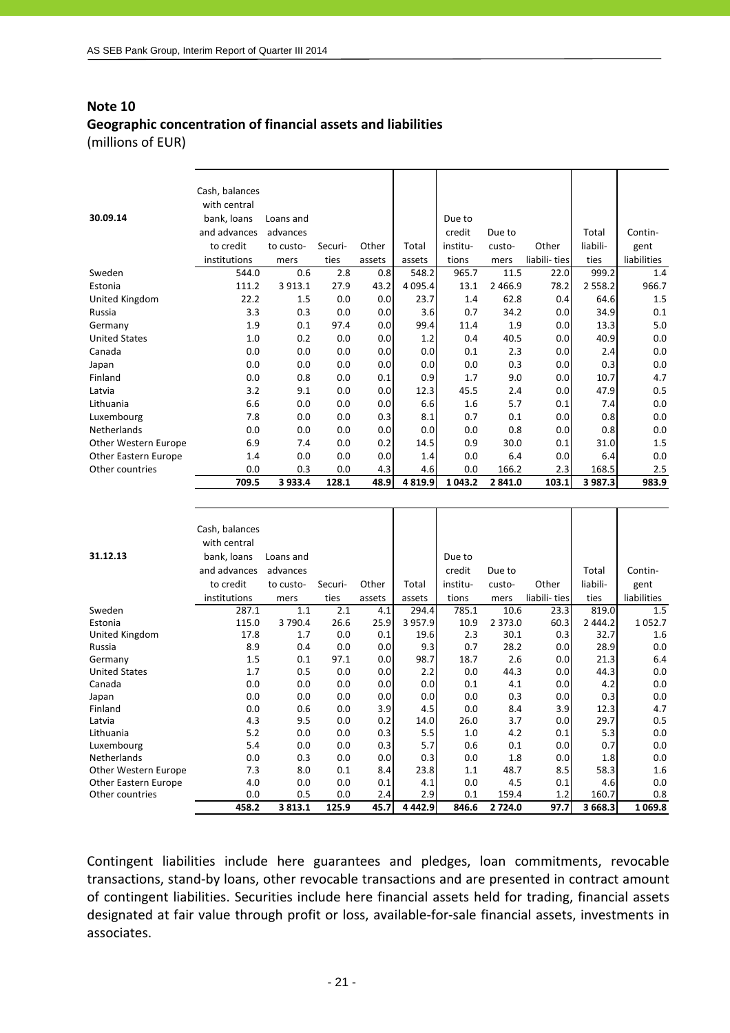## Note 10

### Geographic concentration of financial assets and liabilities

(millions of EUR)

| 30.09.14 | Cash, balances with central bank, loans and advances to credit institutions | Loans and advances to customers | Securities | Other assets | Total assets | Due to credit institutions | Due to customers | Other liabilities | Total liabilities | Contingent liabilities |
|---|---|---|---|---|---|---|---|---|---|---|
| Sweden | 544.0 | 0.6 | 2.8 | 0.8 | 548.2 | 965.7 | 11.5 | 22.0 | 999.2 | 1.4 |
| Estonia | 111.2 | 3 913.1 | 27.9 | 43.2 | 4 095.4 | 13.1 | 2 466.9 | 78.2 | 2 558.2 | 966.7 |
| United Kingdom | 22.2 | 1.5 | 0.0 | 0.0 | 23.7 | 1.4 | 62.8 | 0.4 | 64.6 | 1.5 |
| Russia | 3.3 | 0.3 | 0.0 | 0.0 | 3.6 | 0.7 | 34.2 | 0.0 | 34.9 | 0.1 |
| Germany | 1.9 | 0.1 | 97.4 | 0.0 | 99.4 | 11.4 | 1.9 | 0.0 | 13.3 | 5.0 |
| United States | 1.0 | 0.2 | 0.0 | 0.0 | 1.2 | 0.4 | 40.5 | 0.0 | 40.9 | 0.0 |
| Canada | 0.0 | 0.0 | 0.0 | 0.0 | 0.0 | 0.1 | 2.3 | 0.0 | 2.4 | 0.0 |
| Japan | 0.0 | 0.0 | 0.0 | 0.0 | 0.0 | 0.0 | 0.3 | 0.0 | 0.3 | 0.0 |
| Finland | 0.0 | 0.8 | 0.0 | 0.1 | 0.9 | 1.7 | 9.0 | 0.0 | 10.7 | 4.7 |
| Latvia | 3.2 | 9.1 | 0.0 | 0.0 | 12.3 | 45.5 | 2.4 | 0.0 | 47.9 | 0.5 |
| Lithuania | 6.6 | 0.0 | 0.0 | 0.0 | 6.6 | 1.6 | 5.7 | 0.1 | 7.4 | 0.0 |
| Luxembourg | 7.8 | 0.0 | 0.0 | 0.3 | 8.1 | 0.7 | 0.1 | 0.0 | 0.8 | 0.0 |
| Netherlands | 0.0 | 0.0 | 0.0 | 0.0 | 0.0 | 0.0 | 0.8 | 0.0 | 0.8 | 0.0 |
| Other Western Europe | 6.9 | 7.4 | 0.0 | 0.2 | 14.5 | 0.9 | 30.0 | 0.1 | 31.0 | 1.5 |
| Other Eastern Europe | 1.4 | 0.0 | 0.0 | 0.0 | 1.4 | 0.0 | 6.4 | 0.0 | 6.4 | 0.0 |
| Other countries | 0.0 | 0.3 | 0.0 | 4.3 | 4.6 | 0.0 | 166.2 | 2.3 | 168.5 | 2.5 |
| | 709.5 | 3 933.4 | 128.1 | 48.9 | 4 819.9 | 1 043.2 | 2 841.0 | 103.1 | 3 987.3 | 983.9 |

| 31.12.13 | Cash, balances with central bank, loans and advances to credit institutions | Loans and advances to customers | Securities | Other assets | Total assets | Due to credit institutions | Due to customers | Other liabilities | Total liabilities | Contingent liabilities |
|---|---|---|---|---|---|---|---|---|---|---|
| Sweden | 287.1 | 1.1 | 2.1 | 4.1 | 294.4 | 785.1 | 10.6 | 23.3 | 819.0 | 1.5 |
| Estonia | 115.0 | 3 790.4 | 26.6 | 25.9 | 3 957.9 | 10.9 | 2 373.0 | 60.3 | 2 444.2 | 1 052.7 |
| United Kingdom | 17.8 | 1.7 | 0.0 | 0.1 | 19.6 | 2.3 | 30.1 | 0.3 | 32.7 | 1.6 |
| Russia | 8.9 | 0.4 | 0.0 | 0.0 | 9.3 | 0.7 | 28.2 | 0.0 | 28.9 | 0.0 |
| Germany | 1.5 | 0.1 | 97.1 | 0.0 | 98.7 | 18.7 | 2.6 | 0.0 | 21.3 | 6.4 |
| United States | 1.7 | 0.5 | 0.0 | 0.0 | 2.2 | 0.0 | 44.3 | 0.0 | 44.3 | 0.0 |
| Canada | 0.0 | 0.0 | 0.0 | 0.0 | 0.0 | 0.1 | 4.1 | 0.0 | 4.2 | 0.0 |
| Japan | 0.0 | 0.0 | 0.0 | 0.0 | 0.0 | 0.0 | 0.3 | 0.0 | 0.3 | 0.0 |
| Finland | 0.0 | 0.6 | 0.0 | 3.9 | 4.5 | 0.0 | 8.4 | 3.9 | 12.3 | 4.7 |
| Latvia | 4.3 | 9.5 | 0.0 | 0.2 | 14.0 | 26.0 | 3.7 | 0.0 | 29.7 | 0.5 |
| Lithuania | 5.2 | 0.0 | 0.0 | 0.3 | 5.5 | 1.0 | 4.2 | 0.1 | 5.3 | 0.0 |
| Luxembourg | 5.4 | 0.0 | 0.0 | 0.3 | 5.7 | 0.6 | 0.1 | 0.0 | 0.7 | 0.0 |
| Netherlands | 0.0 | 0.3 | 0.0 | 0.0 | 0.3 | 0.0 | 1.8 | 0.0 | 1.8 | 0.0 |
| Other Western Europe | 7.3 | 8.0 | 0.1 | 8.4 | 23.8 | 1.1 | 48.7 | 8.5 | 58.3 | 1.6 |
| Other Eastern Europe | 4.0 | 0.0 | 0.0 | 0.1 | 4.1 | 0.0 | 4.5 | 0.1 | 4.6 | 0.0 |
| Other countries | 0.0 | 0.5 | 0.0 | 2.4 | 2.9 | 0.1 | 159.4 | 1.2 | 160.7 | 0.8 |
| | 458.2 | 3 813.1 | 125.9 | 45.7 | 4 442.9 | 846.6 | 2 724.0 | 97.7 | 3 668.3 | 1 069.8 |

Contingent liabilities include here guarantees and pledges, loan commitments, revocable transactions, stand-by loans, other revocable transactions and are presented in contract amount of contingent liabilities. Securities include here financial assets held for trading, financial assets designated at fair value through profit or loss, available-for-sale financial assets, investments in associates.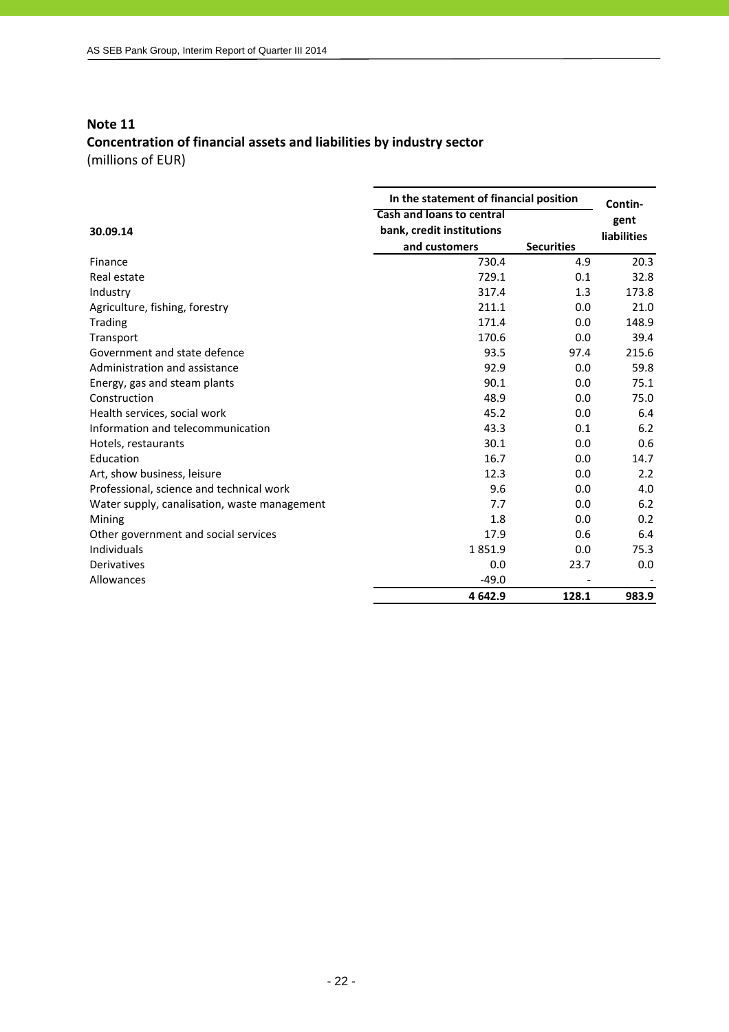## Note 11

## Concentration of financial assets and liabilities by industry sector

(millions of EUR)

| 30.09.14 | In the statement of financial position | | Contin-gent liabilities |
|---|---|---|---|
| | Cash and loans to central bank, credit institutions and customers | Securities | |
| Finance | 730.4 | 4.9 | 20.3 |
| Real estate | 729.1 | 0.1 | 32.8 |
| Industry | 317.4 | 1.3 | 173.8 |
| Agriculture, fishing, forestry | 211.1 | 0.0 | 21.0 |
| Trading | 171.4 | 0.0 | 148.9 |
| Transport | 170.6 | 0.0 | 39.4 |
| Government and state defence | 93.5 | 97.4 | 215.6 |
| Administration and assistance | 92.9 | 0.0 | 59.8 |
| Energy, gas and steam plants | 90.1 | 0.0 | 75.1 |
| Construction | 48.9 | 0.0 | 75.0 |
| Health services, social work | 45.2 | 0.0 | 6.4 |
| Information and telecommunication | 43.3 | 0.1 | 6.2 |
| Hotels, restaurants | 30.1 | 0.0 | 0.6 |
| Education | 16.7 | 0.0 | 14.7 |
| Art, show business, leisure | 12.3 | 0.0 | 2.2 |
| Professional, science and technical work | 9.6 | 0.0 | 4.0 |
| Water supply, canalisation, waste management | 7.7 | 0.0 | 6.2 |
| Mining | 1.8 | 0.0 | 0.2 |
| Other government and social services | 17.9 | 0.6 | 6.4 |
| Individuals | 1 851.9 | 0.0 | 75.3 |
| Derivatives | 0.0 | 23.7 | 0.0 |
| Allowances | -49.0 | - | - |
| | **4 642.9** | **128.1** | **983.9** |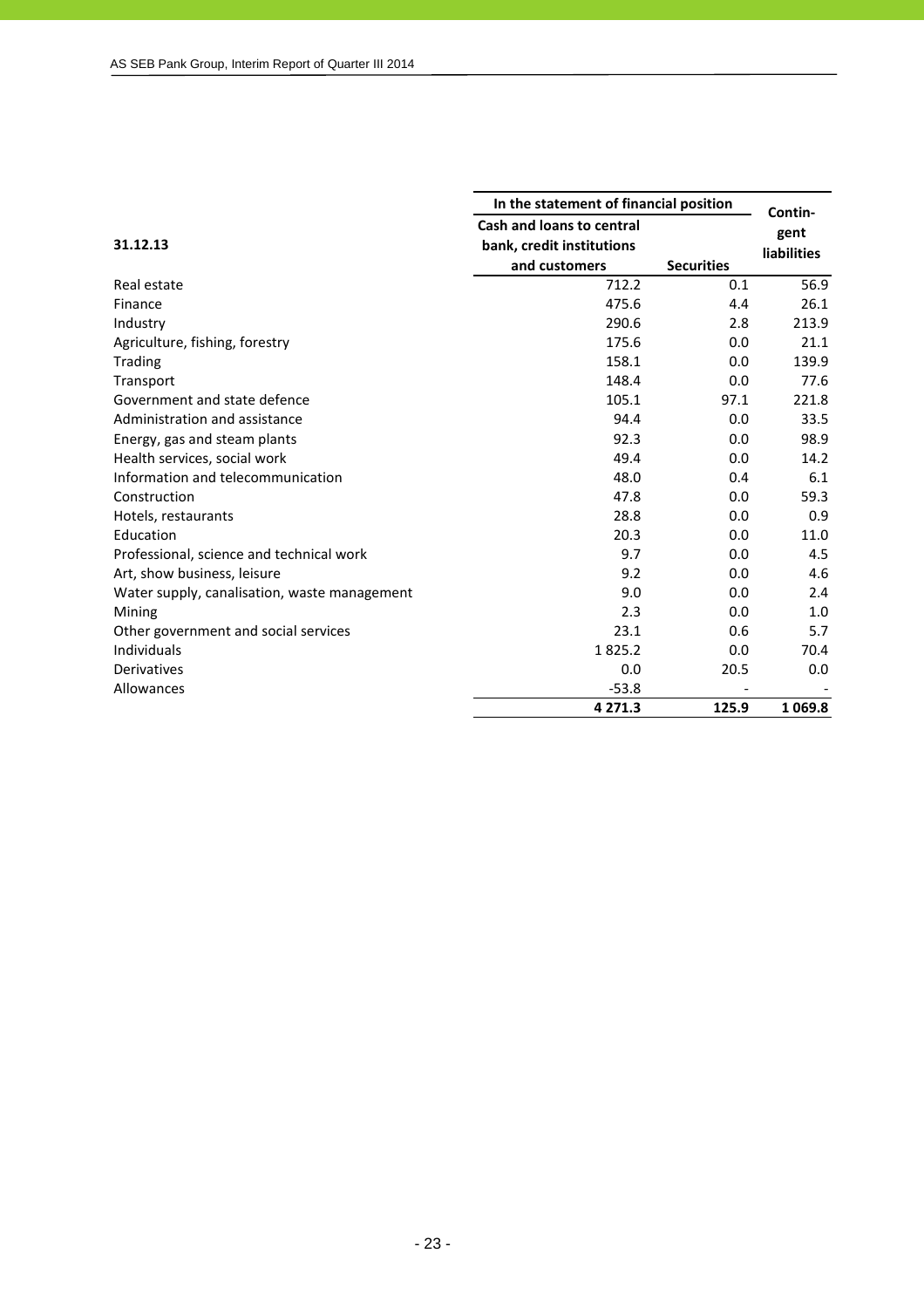| 31.12.13 | In the statement of financial position | | Contin-gent liabilities |
|---|---|---|---|
| | Cash and loans to central bank, credit institutions and customers | Securities | |
| Real estate | 712.2 | 0.1 | 56.9 |
| Finance | 475.6 | 4.4 | 26.1 |
| Industry | 290.6 | 2.8 | 213.9 |
| Agriculture, fishing, forestry | 175.6 | 0.0 | 21.1 |
| Trading | 158.1 | 0.0 | 139.9 |
| Transport | 148.4 | 0.0 | 77.6 |
| Government and state defence | 105.1 | 97.1 | 221.8 |
| Administration and assistance | 94.4 | 0.0 | 33.5 |
| Energy, gas and steam plants | 92.3 | 0.0 | 98.9 |
| Health services, social work | 49.4 | 0.0 | 14.2 |
| Information and telecommunication | 48.0 | 0.4 | 6.1 |
| Construction | 47.8 | 0.0 | 59.3 |
| Hotels, restaurants | 28.8 | 0.0 | 0.9 |
| Education | 20.3 | 0.0 | 11.0 |
| Professional, science and technical work | 9.7 | 0.0 | 4.5 |
| Art, show business, leisure | 9.2 | 0.0 | 4.6 |
| Water supply, canalisation, waste management | 9.0 | 0.0 | 2.4 |
| Mining | 2.3 | 0.0 | 1.0 |
| Other government and social services | 23.1 | 0.6 | 5.7 |
| Individuals | 1 825.2 | 0.0 | 70.4 |
| Derivatives | 0.0 | 20.5 | 0.0 |
| Allowances | -53.8 | - | - |
| | **4 271.3** | **125.9** | **1 069.8** |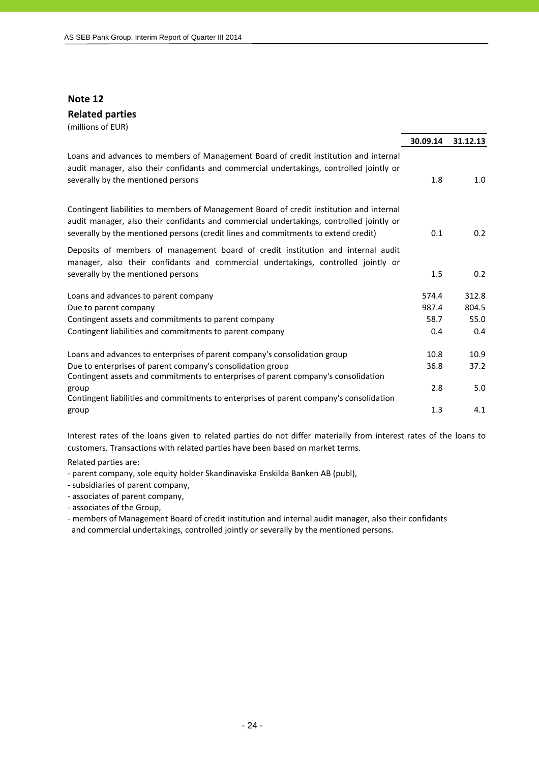## Note 12

### Related parties

(millions of EUR)

| | 30.09.14 | 31.12.13 |
|---|---|---|
| Loans and advances to members of Management Board of credit institution and internal audit manager, also their confidants and commercial undertakings, controlled jointly or severally by the mentioned persons | 1.8 | 1.0 |
| Contingent liabilities to members of Management Board of credit institution and internal audit manager, also their confidants and commercial undertakings, controlled jointly or severally by the mentioned persons (credit lines and commitments to extend credit) | 0.1 | 0.2 |
| Deposits of members of management board of credit institution and internal audit manager, also their confidants and commercial undertakings, controlled jointly or severally by the mentioned persons | 1.5 | 0.2 |
| Loans and advances to parent company | 574.4 | 312.8 |
| Due to parent company | 987.4 | 804.5 |
| Contingent assets and commitments to parent company | 58.7 | 55.0 |
| Contingent liabilities and commitments to parent company | 0.4 | 0.4 |
| Loans and advances to enterprises of parent company's consolidation group | 10.8 | 10.9 |
| Due to enterprises of parent company's consolidation group | 36.8 | 37.2 |
| Contingent assets and commitments to enterprises of parent company's consolidation group | 2.8 | 5.0 |
| Contingent liabilities and commitments to enterprises of parent company's consolidation group | 1.3 | 4.1 |

Interest rates of the loans given to related parties do not differ materially from interest rates of the loans to customers. Transactions with related parties have been based on market terms.

Related parties are:

- parent company, sole equity holder Skandinaviska Enskilda Banken AB (publ),
- subsidiaries of parent company,
- associates of parent company,
- associates of the Group,
- members of Management Board of credit institution and internal audit manager, also their confidants and commercial undertakings, controlled jointly or severally by the mentioned persons.